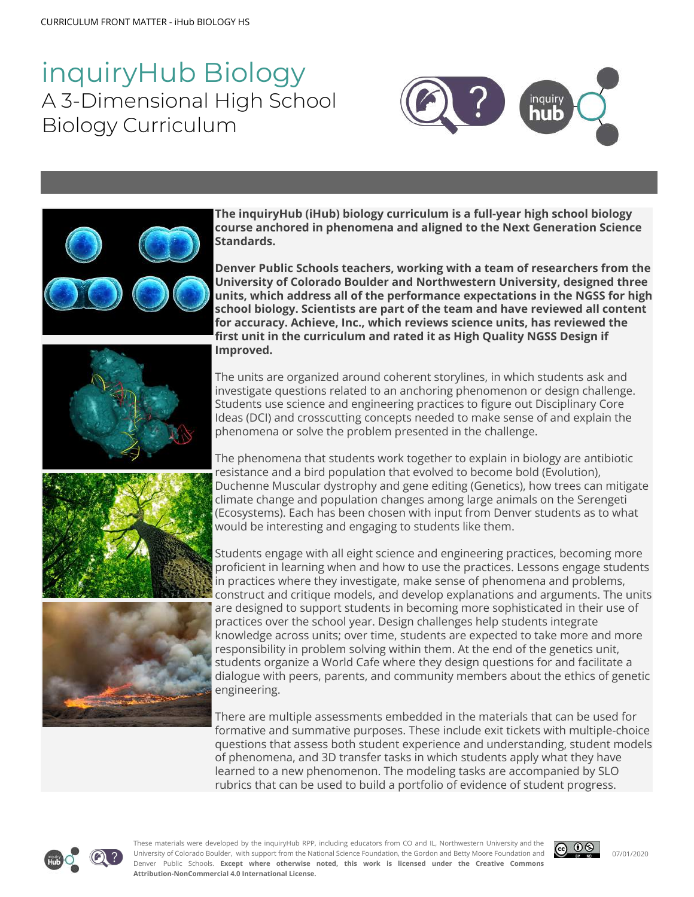# inquiryHub Biology

## A 3-Dimensional High School Biology Curriculum

**The inquiryHub (iHub) biology curriculum is a full-year high school biology course anchored in phenomena and aligned to the Next Generation Science Standards.**

**Denver Public Schools teachers, working with a team of researchers from the University of Colorado Boulder and Northwestern University, designed three units, which address all of the performance expectations in the NGSS for high school biology. Scientists are part of the team and have reviewed all content for accuracy. Achieve, Inc., which reviews science units, has reviewed the first unit in the curriculum and rated it as High Quality NGSS Design if Improved.**

The units are organized around coherent storylines, in which students ask and investigate questions related to an anchoring phenomenon or design challenge. Students use science and engineering practices to figure out Disciplinary Core Ideas (DCI) and crosscutting concepts needed to make sense of and explain the phenomena or solve the problem presented in the challenge.

The phenomena that students work together to explain in biology are antibiotic resistance and a bird population that evolved to become bold (Evolution), Duchenne Muscular dystrophy and gene editing (Genetics), how trees can mitigate climate change and population changes among large animals on the Serengeti (Ecosystems). Each has been chosen with input from Denver students as to what would be interesting and engaging to students like them.

Students engage with all eight science and engineering practices, becoming more proficient in learning when and how to use the practices. Lessons engage students in practices where they investigate, make sense of phenomena and problems, construct and critique models, and develop explanations and arguments. The units are designed to support students in becoming more sophisticated in their use of practices over the school year. Design challenges help students integrate knowledge across units; over time, students are expected to take more and more responsibility in problem solving within them. At the end of the genetics unit, students organize a World Cafe where they design questions for and facilitate a dialogue with peers, parents, and community members about the ethics of genetic engineering.

There are multiple assessments embedded in the materials that can be used for formative and summative purposes. These include exit tickets with multiple-choice questions that assess both student experience and understanding, student models of phenomena, and 3D transfer tasks in which students apply what they have learned to a new phenomenon. The modeling tasks are accompanied by SLO rubrics that can be used to build a portfolio of evidence of student progress.

These materials were developed by the inquiryHub RPP, including educators from CO and IL, Northwestern University and the University of Colorado Boulder, with support from the National Science Foundation, the Gordon and Betty Moore Foundation and Denver Public Schools. **Except where otherwise noted, this work is licensed under the Creative Commons Attribution-NonCommercial 4.0 International License.**

07/01/2020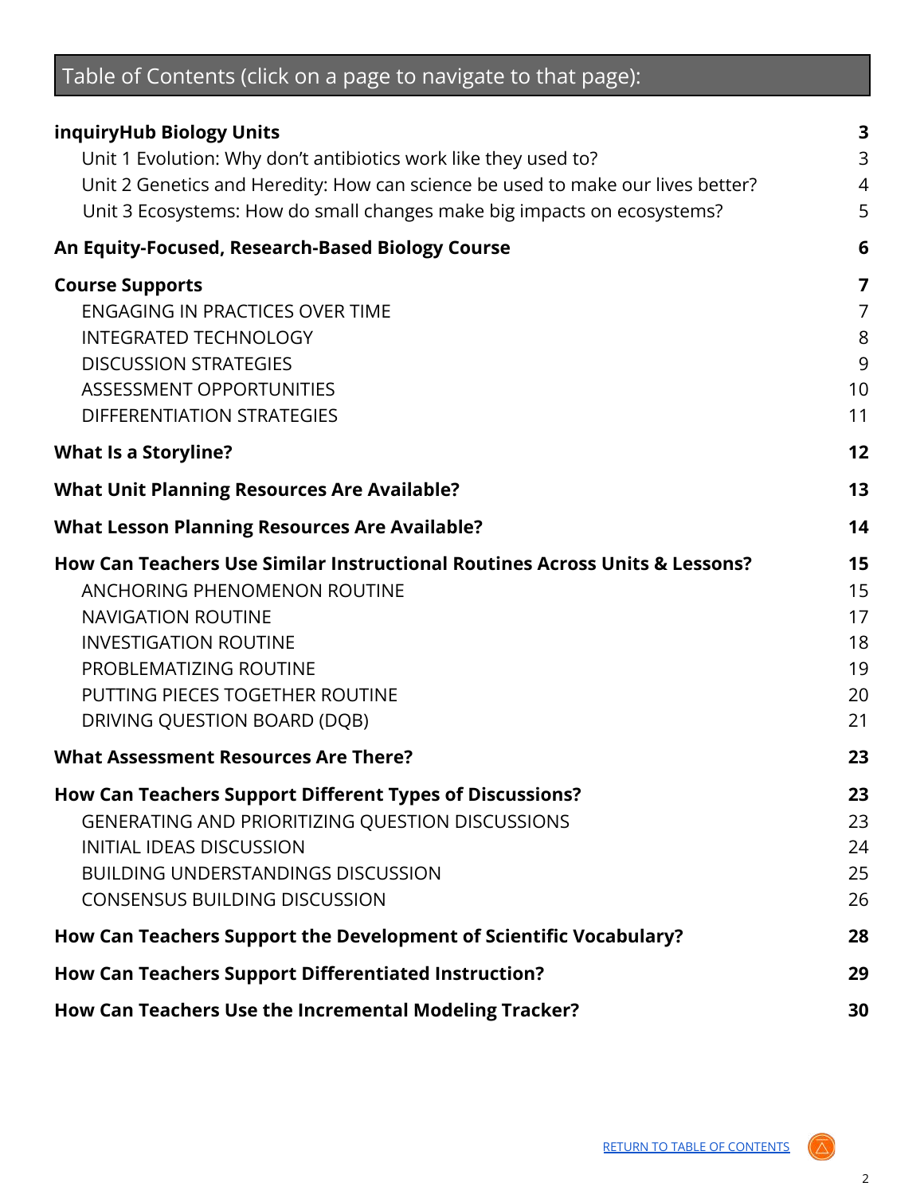## Table of Contents (click on a page to navigate to that page):

| | |
|---|---|
| **inquiryHub Biology Units** | **3** |
| Unit 1 Evolution: Why don't antibiotics work like they used to? | 3 |
| Unit 2 Genetics and Heredity: How can science be used to make our lives better? | 4 |
| Unit 3 Ecosystems: How do small changes make big impacts on ecosystems? | 5 |
| **An Equity-Focused, Research-Based Biology Course** | **6** |
| **Course Supports** | **7** |
| ENGAGING IN PRACTICES OVER TIME | 7 |
| INTEGRATED TECHNOLOGY | 8 |
| DISCUSSION STRATEGIES | 9 |
| ASSESSMENT OPPORTUNITIES | 10 |
| DIFFERENTIATION STRATEGIES | 11 |
| **What Is a Storyline?** | **12** |
| **What Unit Planning Resources Are Available?** | **13** |
| **What Lesson Planning Resources Are Available?** | **14** |
| **How Can Teachers Use Similar Instructional Routines Across Units & Lessons?** | **15** |
| ANCHORING PHENOMENON ROUTINE | 15 |
| NAVIGATION ROUTINE | 17 |
| INVESTIGATION ROUTINE | 18 |
| PROBLEMATIZING ROUTINE | 19 |
| PUTTING PIECES TOGETHER ROUTINE | 20 |
| DRIVING QUESTION BOARD (DQB) | 21 |
| **What Assessment Resources Are There?** | **23** |
| **How Can Teachers Support Different Types of Discussions?** | **23** |
| GENERATING AND PRIORITIZING QUESTION DISCUSSIONS | 23 |
| INITIAL IDEAS DISCUSSION | 24 |
| BUILDING UNDERSTANDINGS DISCUSSION | 25 |
| CONSENSUS BUILDING DISCUSSION | 26 |
| **How Can Teachers Support the Development of Scientific Vocabulary?** | **28** |
| **How Can Teachers Support Differentiated Instruction?** | **29** |
| **How Can Teachers Use the Incremental Modeling Tracker?** | **30** |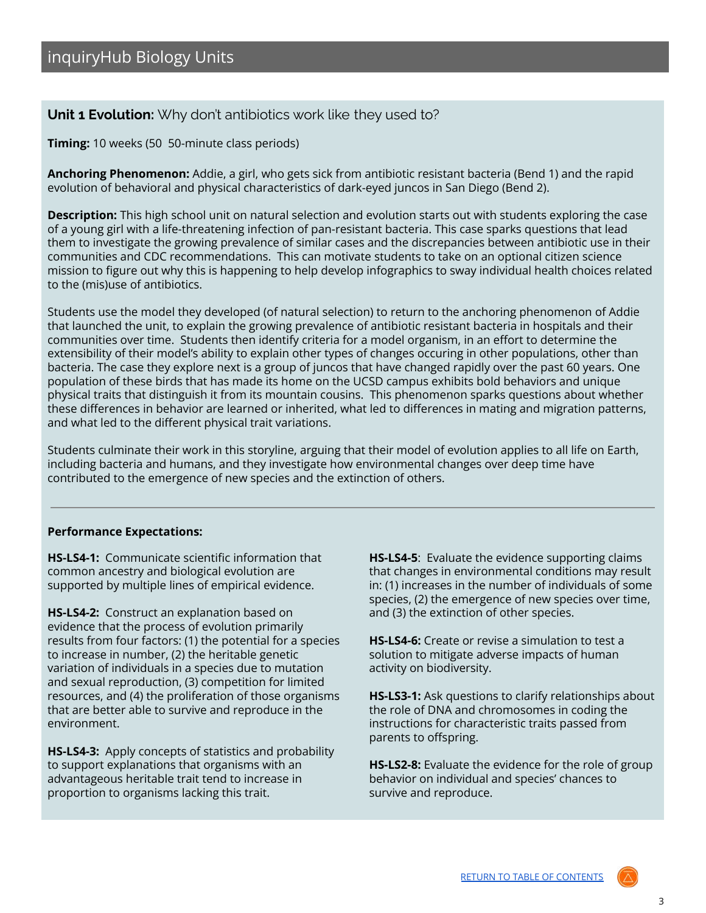# inquiryHub Biology Units

## Unit 1 Evolution: Why don't antibiotics work like they used to?

**Timing:** 10 weeks (50  50-minute class periods)

**Anchoring Phenomenon:** Addie, a girl, who gets sick from antibiotic resistant bacteria (Bend 1) and the rapid evolution of behavioral and physical characteristics of dark-eyed juncos in San Diego (Bend 2).

**Description:** This high school unit on natural selection and evolution starts out with students exploring the case of a young girl with a life-threatening infection of pan-resistant bacteria. This case sparks questions that lead them to investigate the growing prevalence of similar cases and the discrepancies between antibiotic use in their communities and CDC recommendations.  This can motivate students to take on an optional citizen science mission to figure out why this is happening to help develop infographics to sway individual health choices related to the (mis)use of antibiotics.

Students use the model they developed (of natural selection) to return to the anchoring phenomenon of Addie that launched the unit, to explain the growing prevalence of antibiotic resistant bacteria in hospitals and their communities over time.  Students then identify criteria for a model organism, in an effort to determine the extensibility of their model's ability to explain other types of changes occuring in other populations, other than bacteria. The case they explore next is a group of juncos that have changed rapidly over the past 60 years. One population of these birds that has made its home on the UCSD campus exhibits bold behaviors and unique physical traits that distinguish it from its mountain cousins.  This phenomenon sparks questions about whether these differences in behavior are learned or inherited, what led to differences in mating and migration patterns, and what led to the different physical trait variations.

Students culminate their work in this storyline, arguing that their model of evolution applies to all life on Earth, including bacteria and humans, and they investigate how environmental changes over deep time have contributed to the emergence of new species and the extinction of others.

---

**Performance Expectations:**

**HS-LS4-1:** Communicate scientific information that common ancestry and biological evolution are supported by multiple lines of empirical evidence.

**HS-LS4-2:** Construct an explanation based on evidence that the process of evolution primarily results from four factors: (1) the potential for a species to increase in number, (2) the heritable genetic variation of individuals in a species due to mutation and sexual reproduction, (3) competition for limited resources, and (4) the proliferation of those organisms that are better able to survive and reproduce in the environment.

**HS-LS4-3:** Apply concepts of statistics and probability to support explanations that organisms with an advantageous heritable trait tend to increase in proportion to organisms lacking this trait.

**HS-LS4-5**: Evaluate the evidence supporting claims that changes in environmental conditions may result in: (1) increases in the number of individuals of some species, (2) the emergence of new species over time, and (3) the extinction of other species.

**HS-LS4-6:** Create or revise a simulation to test a solution to mitigate adverse impacts of human activity on biodiversity.

**HS-LS3-1:** Ask questions to clarify relationships about the role of DNA and chromosomes in coding the instructions for characteristic traits passed from parents to offspring.

**HS-LS2-8:** Evaluate the evidence for the role of group behavior on individual and species' chances to survive and reproduce.

RETURN TO TABLE OF CONTENTS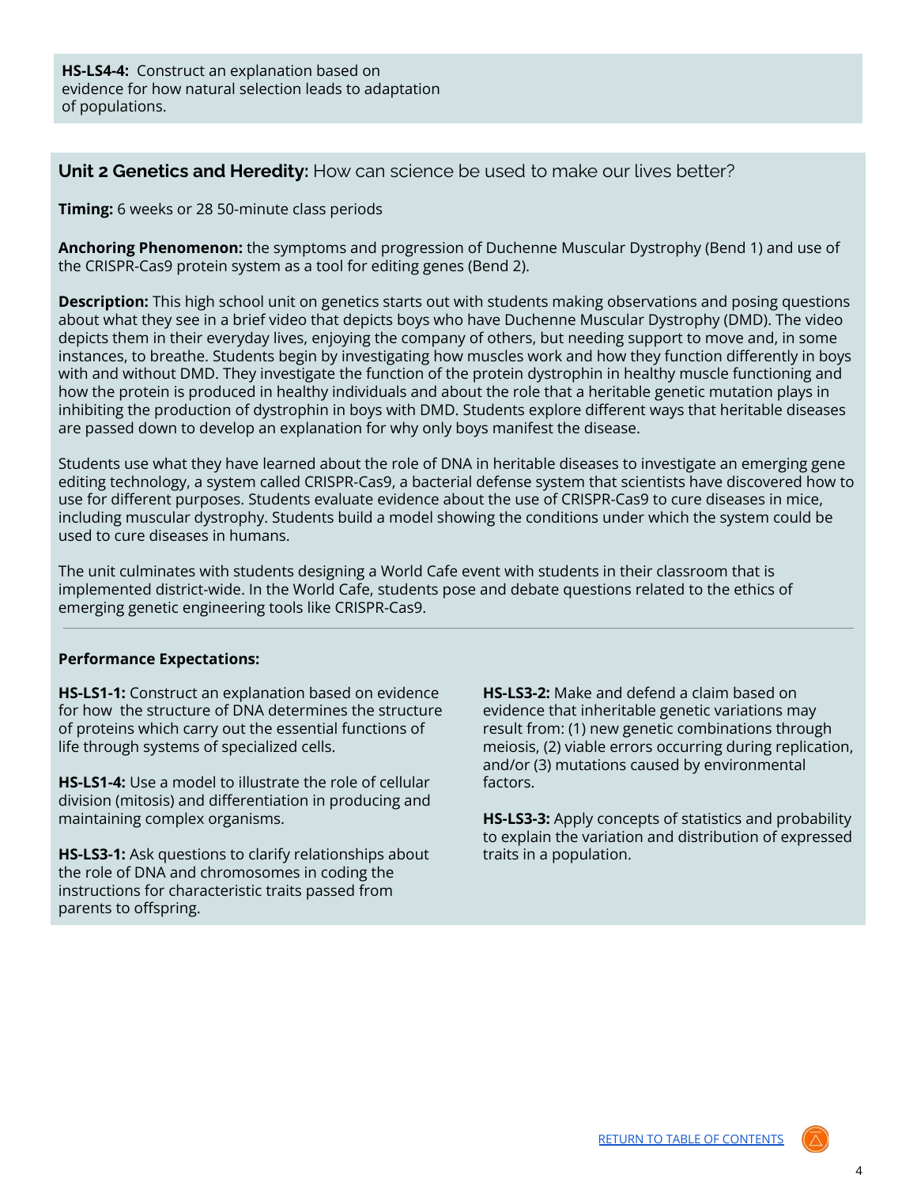**HS-LS4-4:** Construct an explanation based on evidence for how natural selection leads to adaptation of populations.

## Unit 2 Genetics and Heredity: How can science be used to make our lives better?

**Timing:** 6 weeks or 28 50-minute class periods

**Anchoring Phenomenon:** the symptoms and progression of Duchenne Muscular Dystrophy (Bend 1) and use of the CRISPR-Cas9 protein system as a tool for editing genes (Bend 2).

**Description:** This high school unit on genetics starts out with students making observations and posing questions about what they see in a brief video that depicts boys who have Duchenne Muscular Dystrophy (DMD). The video depicts them in their everyday lives, enjoying the company of others, but needing support to move and, in some instances, to breathe. Students begin by investigating how muscles work and how they function differently in boys with and without DMD. They investigate the function of the protein dystrophin in healthy muscle functioning and how the protein is produced in healthy individuals and about the role that a heritable genetic mutation plays in inhibiting the production of dystrophin in boys with DMD. Students explore different ways that heritable diseases are passed down to develop an explanation for why only boys manifest the disease.

Students use what they have learned about the role of DNA in heritable diseases to investigate an emerging gene editing technology, a system called CRISPR-Cas9, a bacterial defense system that scientists have discovered how to use for different purposes. Students evaluate evidence about the use of CRISPR-Cas9 to cure diseases in mice, including muscular dystrophy. Students build a model showing the conditions under which the system could be used to cure diseases in humans.

The unit culminates with students designing a World Cafe event with students in their classroom that is implemented district-wide. In the World Cafe, students pose and debate questions related to the ethics of emerging genetic engineering tools like CRISPR-Cas9.

---

**Performance Expectations:**

**HS-LS1-1:** Construct an explanation based on evidence for how the structure of DNA determines the structure of proteins which carry out the essential functions of life through systems of specialized cells.

**HS-LS1-4:** Use a model to illustrate the role of cellular division (mitosis) and differentiation in producing and maintaining complex organisms.

**HS-LS3-1:** Ask questions to clarify relationships about the role of DNA and chromosomes in coding the instructions for characteristic traits passed from parents to offspring.

**HS-LS3-2:** Make and defend a claim based on evidence that inheritable genetic variations may result from: (1) new genetic combinations through meiosis, (2) viable errors occurring during replication, and/or (3) mutations caused by environmental factors.

**HS-LS3-3:** Apply concepts of statistics and probability to explain the variation and distribution of expressed traits in a population.

RETURN TO TABLE OF CONTENTS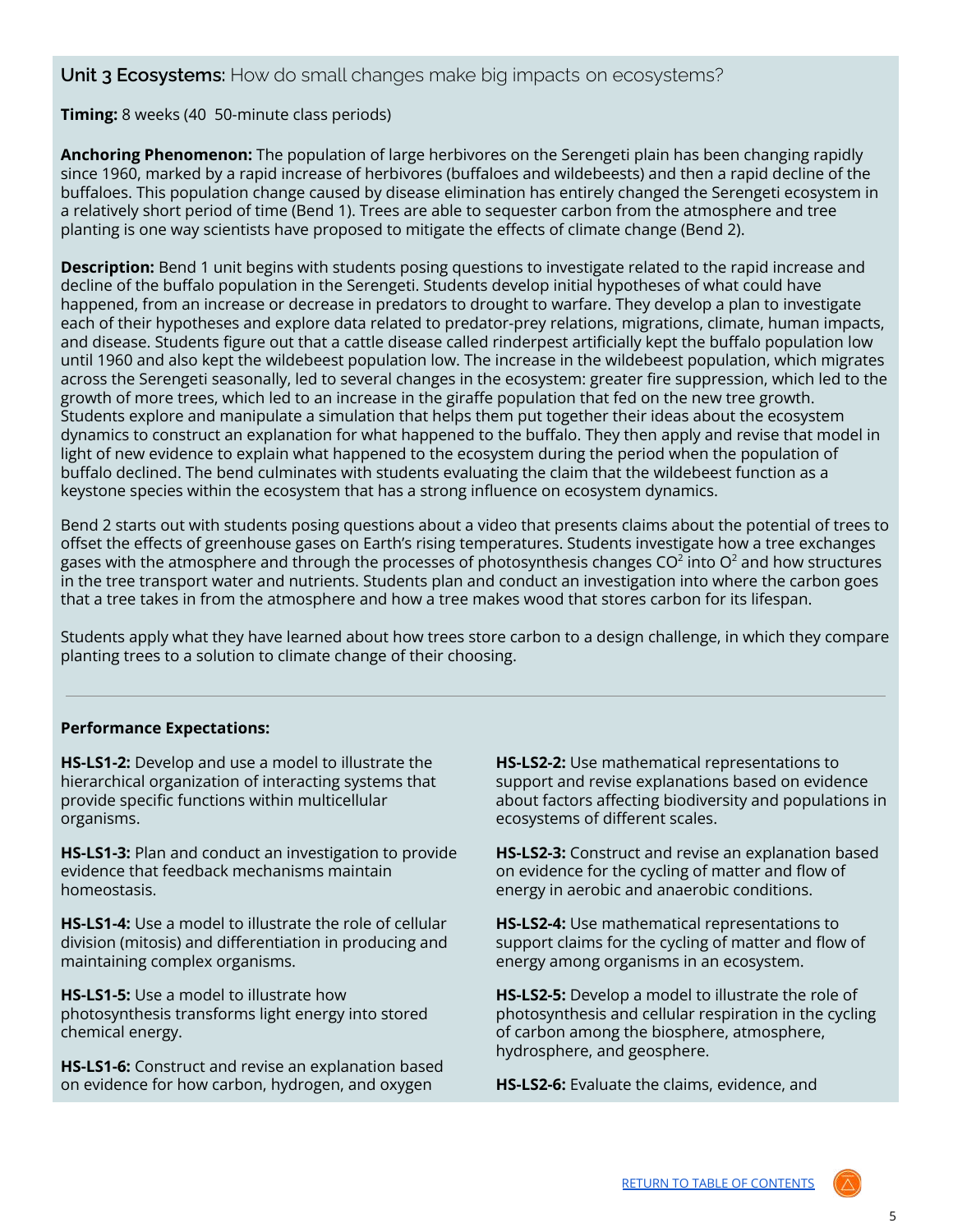## **Unit 3 Ecosystems:** How do small changes make big impacts on ecosystems?

**Timing:** 8 weeks (40 50-minute class periods)

**Anchoring Phenomenon:** The population of large herbivores on the Serengeti plain has been changing rapidly since 1960, marked by a rapid increase of herbivores (buffaloes and wildebeests) and then a rapid decline of the buffaloes. This population change caused by disease elimination has entirely changed the Serengeti ecosystem in a relatively short period of time (Bend 1). Trees are able to sequester carbon from the atmosphere and tree planting is one way scientists have proposed to mitigate the effects of climate change (Bend 2).

**Description:** Bend 1 unit begins with students posing questions to investigate related to the rapid increase and decline of the buffalo population in the Serengeti. Students develop initial hypotheses of what could have happened, from an increase or decrease in predators to drought to warfare. They develop a plan to investigate each of their hypotheses and explore data related to predator-prey relations, migrations, climate, human impacts, and disease. Students figure out that a cattle disease called rinderpest artificially kept the buffalo population low until 1960 and also kept the wildebeest population low. The increase in the wildebeest population, which migrates across the Serengeti seasonally, led to several changes in the ecosystem: greater fire suppression, which led to the growth of more trees, which led to an increase in the giraffe population that fed on the new tree growth. Students explore and manipulate a simulation that helps them put together their ideas about the ecosystem dynamics to construct an explanation for what happened to the buffalo. They then apply and revise that model in light of new evidence to explain what happened to the ecosystem during the period when the population of buffalo declined. The bend culminates with students evaluating the claim that the wildebeest function as a keystone species within the ecosystem that has a strong influence on ecosystem dynamics.

Bend 2 starts out with students posing questions about a video that presents claims about the potential of trees to offset the effects of greenhouse gases on Earth's rising temperatures. Students investigate how a tree exchanges gases with the atmosphere and through the processes of photosynthesis changes $CO^2$ into $O^2$ and how structures in the tree transport water and nutrients. Students plan and conduct an investigation into where the carbon goes that a tree takes in from the atmosphere and how a tree makes wood that stores carbon for its lifespan.

Students apply what they have learned about how trees store carbon to a design challenge, in which they compare planting trees to a solution to climate change of their choosing.

---

**Performance Expectations:**

**HS-LS1-2:** Develop and use a model to illustrate the hierarchical organization of interacting systems that provide specific functions within multicellular organisms.

**HS-LS1-3:** Plan and conduct an investigation to provide evidence that feedback mechanisms maintain homeostasis.

**HS-LS1-4:** Use a model to illustrate the role of cellular division (mitosis) and differentiation in producing and maintaining complex organisms.

**HS-LS1-5:** Use a model to illustrate how photosynthesis transforms light energy into stored chemical energy.

**HS-LS1-6:** Construct and revise an explanation based on evidence for how carbon, hydrogen, and oxygen

**HS-LS2-2:** Use mathematical representations to support and revise explanations based on evidence about factors affecting biodiversity and populations in ecosystems of different scales.

**HS-LS2-3:** Construct and revise an explanation based on evidence for the cycling of matter and flow of energy in aerobic and anaerobic conditions.

**HS-LS2-4:** Use mathematical representations to support claims for the cycling of matter and flow of energy among organisms in an ecosystem.

**HS-LS2-5:** Develop a model to illustrate the role of photosynthesis and cellular respiration in the cycling of carbon among the biosphere, atmosphere, hydrosphere, and geosphere.

**HS-LS2-6:** Evaluate the claims, evidence, and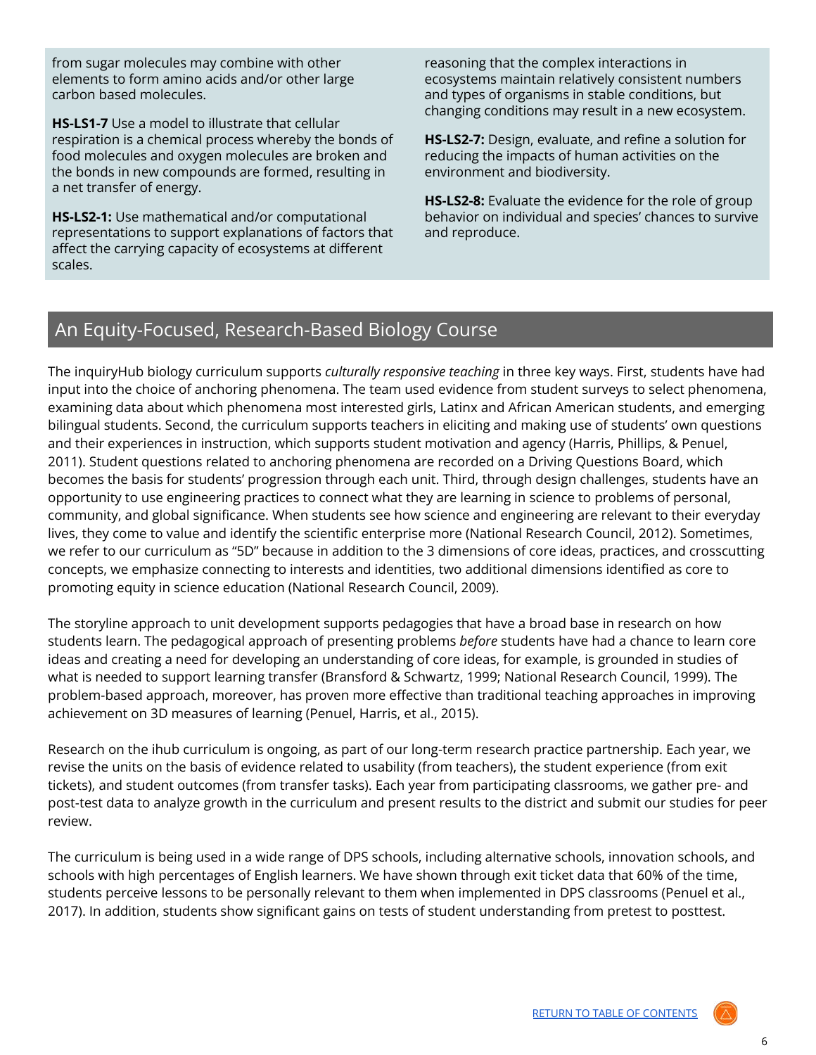from sugar molecules may combine with other elements to form amino acids and/or other large carbon based molecules.

**HS-LS1-7** Use a model to illustrate that cellular respiration is a chemical process whereby the bonds of food molecules and oxygen molecules are broken and the bonds in new compounds are formed, resulting in a net transfer of energy.

**HS-LS2-1:** Use mathematical and/or computational representations to support explanations of factors that affect the carrying capacity of ecosystems at different scales.

reasoning that the complex interactions in ecosystems maintain relatively consistent numbers and types of organisms in stable conditions, but changing conditions may result in a new ecosystem.

**HS-LS2-7:** Design, evaluate, and refine a solution for reducing the impacts of human activities on the environment and biodiversity.

**HS-LS2-8:** Evaluate the evidence for the role of group behavior on individual and species' chances to survive and reproduce.

## An Equity-Focused, Research-Based Biology Course

The inquiryHub biology curriculum supports *culturally responsive teaching* in three key ways. First, students have had input into the choice of anchoring phenomena. The team used evidence from student surveys to select phenomena, examining data about which phenomena most interested girls, Latinx and African American students, and emerging bilingual students. Second, the curriculum supports teachers in eliciting and making use of students' own questions and their experiences in instruction, which supports student motivation and agency (Harris, Phillips, & Penuel, 2011). Student questions related to anchoring phenomena are recorded on a Driving Questions Board, which becomes the basis for students' progression through each unit. Third, through design challenges, students have an opportunity to use engineering practices to connect what they are learning in science to problems of personal, community, and global significance. When students see how science and engineering are relevant to their everyday lives, they come to value and identify the scientific enterprise more (National Research Council, 2012). Sometimes, we refer to our curriculum as "5D" because in addition to the 3 dimensions of core ideas, practices, and crosscutting concepts, we emphasize connecting to interests and identities, two additional dimensions identified as core to promoting equity in science education (National Research Council, 2009).

The storyline approach to unit development supports pedagogies that have a broad base in research on how students learn. The pedagogical approach of presenting problems *before* students have had a chance to learn core ideas and creating a need for developing an understanding of core ideas, for example, is grounded in studies of what is needed to support learning transfer (Bransford & Schwartz, 1999; National Research Council, 1999). The problem-based approach, moreover, has proven more effective than traditional teaching approaches in improving achievement on 3D measures of learning (Penuel, Harris, et al., 2015).

Research on the ihub curriculum is ongoing, as part of our long-term research practice partnership. Each year, we revise the units on the basis of evidence related to usability (from teachers), the student experience (from exit tickets), and student outcomes (from transfer tasks). Each year from participating classrooms, we gather pre- and post-test data to analyze growth in the curriculum and present results to the district and submit our studies for peer review.

The curriculum is being used in a wide range of DPS schools, including alternative schools, innovation schools, and schools with high percentages of English learners. We have shown through exit ticket data that 60% of the time, students perceive lessons to be personally relevant to them when implemented in DPS classrooms (Penuel et al., 2017). In addition, students show significant gains on tests of student understanding from pretest to posttest.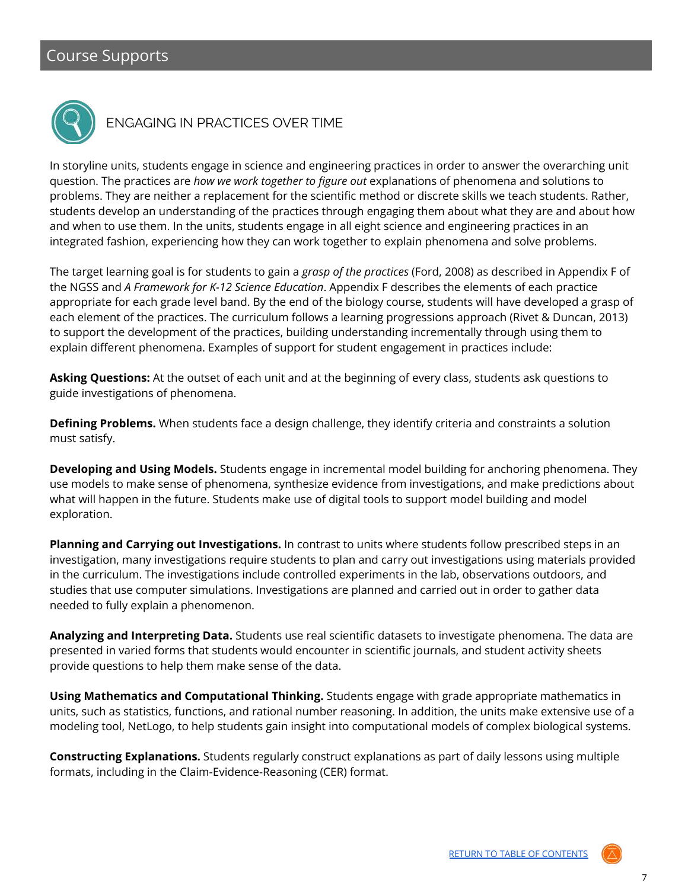# Course Supports

## ENGAGING IN PRACTICES OVER TIME

In storyline units, students engage in science and engineering practices in order to answer the overarching unit question. The practices are *how we work together to figure out* explanations of phenomena and solutions to problems. They are neither a replacement for the scientific method or discrete skills we teach students. Rather, students develop an understanding of the practices through engaging them about what they are and about how and when to use them. In the units, students engage in all eight science and engineering practices in an integrated fashion, experiencing how they can work together to explain phenomena and solve problems.

The target learning goal is for students to gain a *grasp of the practices* (Ford, 2008) as described in Appendix F of the NGSS and *A Framework for K-12 Science Education*. Appendix F describes the elements of each practice appropriate for each grade level band. By the end of the biology course, students will have developed a grasp of each element of the practices. The curriculum follows a learning progressions approach (Rivet & Duncan, 2013) to support the development of the practices, building understanding incrementally through using them to explain different phenomena. Examples of support for student engagement in practices include:

**Asking Questions:** At the outset of each unit and at the beginning of every class, students ask questions to guide investigations of phenomena.

**Defining Problems.** When students face a design challenge, they identify criteria and constraints a solution must satisfy.

**Developing and Using Models.** Students engage in incremental model building for anchoring phenomena. They use models to make sense of phenomena, synthesize evidence from investigations, and make predictions about what will happen in the future. Students make use of digital tools to support model building and model exploration.

**Planning and Carrying out Investigations.** In contrast to units where students follow prescribed steps in an investigation, many investigations require students to plan and carry out investigations using materials provided in the curriculum. The investigations include controlled experiments in the lab, observations outdoors, and studies that use computer simulations. Investigations are planned and carried out in order to gather data needed to fully explain a phenomenon.

**Analyzing and Interpreting Data.** Students use real scientific datasets to investigate phenomena. The data are presented in varied forms that students would encounter in scientific journals, and student activity sheets provide questions to help them make sense of the data.

**Using Mathematics and Computational Thinking.** Students engage with grade appropriate mathematics in units, such as statistics, functions, and rational number reasoning. In addition, the units make extensive use of a modeling tool, NetLogo, to help students gain insight into computational models of complex biological systems.

**Constructing Explanations.** Students regularly construct explanations as part of daily lessons using multiple formats, including in the Claim-Evidence-Reasoning (CER) format.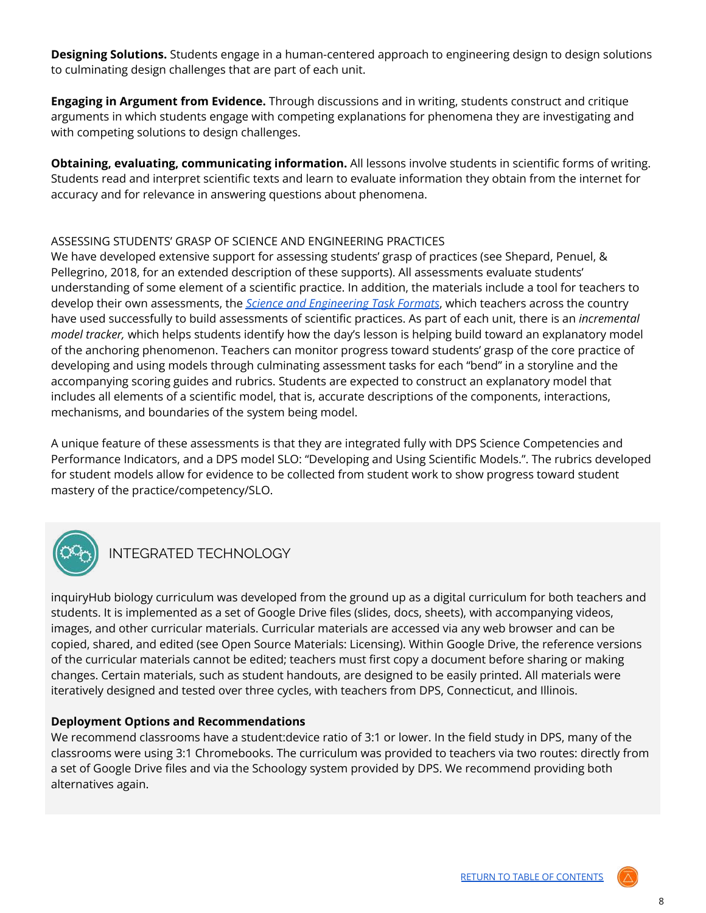**Designing Solutions.** Students engage in a human-centered approach to engineering design to design solutions to culminating design challenges that are part of each unit.

**Engaging in Argument from Evidence.** Through discussions and in writing, students construct and critique arguments in which students engage with competing explanations for phenomena they are investigating and with competing solutions to design challenges.

**Obtaining, evaluating, communicating information.** All lessons involve students in scientific forms of writing. Students read and interpret scientific texts and learn to evaluate information they obtain from the internet for accuracy and for relevance in answering questions about phenomena.

ASSESSING STUDENTS' GRASP OF SCIENCE AND ENGINEERING PRACTICES

We have developed extensive support for assessing students' grasp of practices (see Shepard, Penuel, & Pellegrino, 2018, for an extended description of these supports). All assessments evaluate students' understanding of some element of a scientific practice. In addition, the materials include a tool for teachers to develop their own assessments, the *Science and Engineering Task Formats*, which teachers across the country have used successfully to build assessments of scientific practices. As part of each unit, there is an *incremental model tracker,* which helps students identify how the day's lesson is helping build toward an explanatory model of the anchoring phenomenon. Teachers can monitor progress toward students' grasp of the core practice of developing and using models through culminating assessment tasks for each "bend" in a storyline and the accompanying scoring guides and rubrics. Students are expected to construct an explanatory model that includes all elements of a scientific model, that is, accurate descriptions of the components, interactions, mechanisms, and boundaries of the system being model.

A unique feature of these assessments is that they are integrated fully with DPS Science Competencies and Performance Indicators, and a DPS model SLO: "Developing and Using Scientific Models.". The rubrics developed for student models allow for evidence to be collected from student work to show progress toward student mastery of the practice/competency/SLO.

## INTEGRATED TECHNOLOGY

inquiryHub biology curriculum was developed from the ground up as a digital curriculum for both teachers and students. It is implemented as a set of Google Drive files (slides, docs, sheets), with accompanying videos, images, and other curricular materials. Curricular materials are accessed via any web browser and can be copied, shared, and edited (see Open Source Materials: Licensing). Within Google Drive, the reference versions of the curricular materials cannot be edited; teachers must first copy a document before sharing or making changes. Certain materials, such as student handouts, are designed to be easily printed. All materials were iteratively designed and tested over three cycles, with teachers from DPS, Connecticut, and Illinois.

**Deployment Options and Recommendations**

We recommend classrooms have a student:device ratio of 3:1 or lower. In the field study in DPS, many of the classrooms were using 3:1 Chromebooks. The curriculum was provided to teachers via two routes: directly from a set of Google Drive files and via the Schoology system provided by DPS. We recommend providing both alternatives again.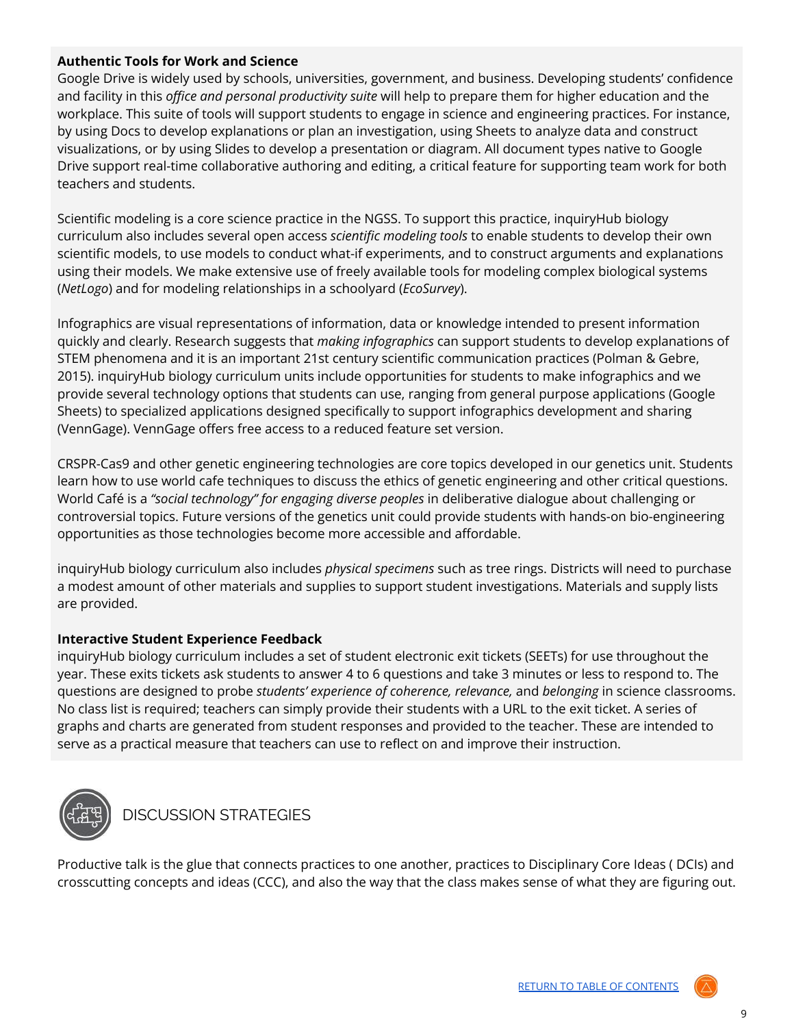**Authentic Tools for Work and Science**

Google Drive is widely used by schools, universities, government, and business. Developing students' confidence and facility in this *office and personal productivity suite* will help to prepare them for higher education and the workplace. This suite of tools will support students to engage in science and engineering practices. For instance, by using Docs to develop explanations or plan an investigation, using Sheets to analyze data and construct visualizations, or by using Slides to develop a presentation or diagram. All document types native to Google Drive support real-time collaborative authoring and editing, a critical feature for supporting team work for both teachers and students.

Scientific modeling is a core science practice in the NGSS. To support this practice, inquiryHub biology curriculum also includes several open access *scientific modeling tools* to enable students to develop their own scientific models, to use models to conduct what-if experiments, and to construct arguments and explanations using their models. We make extensive use of freely available tools for modeling complex biological systems (*NetLogo*) and for modeling relationships in a schoolyard (*EcoSurvey*).

Infographics are visual representations of information, data or knowledge intended to present information quickly and clearly. Research suggests that *making infographics* can support students to develop explanations of STEM phenomena and it is an important 21st century scientific communication practices (Polman & Gebre, 2015). inquiryHub biology curriculum units include opportunities for students to make infographics and we provide several technology options that students can use, ranging from general purpose applications (Google Sheets) to specialized applications designed specifically to support infographics development and sharing (VennGage). VennGage offers free access to a reduced feature set version.

CRSPR-Cas9 and other genetic engineering technologies are core topics developed in our genetics unit. Students learn how to use world cafe techniques to discuss the ethics of genetic engineering and other critical questions. World Café is a *"social technology" for engaging diverse peoples* in deliberative dialogue about challenging or controversial topics. Future versions of the genetics unit could provide students with hands-on bio-engineering opportunities as those technologies become more accessible and affordable.

inquiryHub biology curriculum also includes *physical specimens* such as tree rings. Districts will need to purchase a modest amount of other materials and supplies to support student investigations. Materials and supply lists are provided.

**Interactive Student Experience Feedback**

inquiryHub biology curriculum includes a set of student electronic exit tickets (SEETs) for use throughout the year. These exits tickets ask students to answer 4 to 6 questions and take 3 minutes or less to respond to. The questions are designed to probe *students' experience of coherence, relevance,* and *belonging* in science classrooms. No class list is required; teachers can simply provide their students with a URL to the exit ticket. A series of graphs and charts are generated from student responses and provided to the teacher. These are intended to serve as a practical measure that teachers can use to reflect on and improve their instruction.

## DISCUSSION STRATEGIES

Productive talk is the glue that connects practices to one another, practices to Disciplinary Core Ideas ( DCIs) and crosscutting concepts and ideas (CCC), and also the way that the class makes sense of what they are figuring out.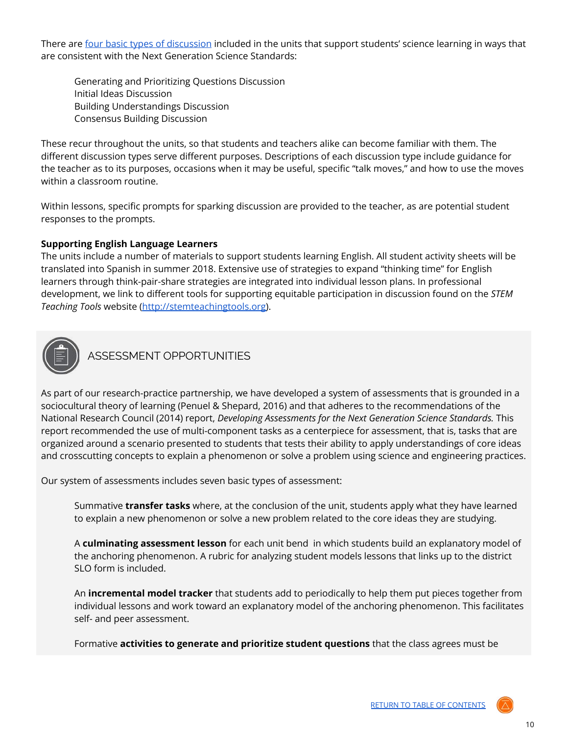There are four basic types of discussion included in the units that support students' science learning in ways that are consistent with the Next Generation Science Standards:

Generating and Prioritizing Questions Discussion
Initial Ideas Discussion
Building Understandings Discussion
Consensus Building Discussion

These recur throughout the units, so that students and teachers alike can become familiar with them. The different discussion types serve different purposes. Descriptions of each discussion type include guidance for the teacher as to its purposes, occasions when it may be useful, specific "talk moves," and how to use the moves within a classroom routine.

Within lessons, specific prompts for sparking discussion are provided to the teacher, as are potential student responses to the prompts.

**Supporting English Language Learners**
The units include a number of materials to support students learning English. All student activity sheets will be translated into Spanish in summer 2018. Extensive use of strategies to expand "thinking time" for English learners through think-pair-share strategies are integrated into individual lesson plans. In professional development, we link to different tools for supporting equitable participation in discussion found on the *STEM Teaching Tools* website (http://stemteachingtools.org).

## ASSESSMENT OPPORTUNITIES

As part of our research-practice partnership, we have developed a system of assessments that is grounded in a sociocultural theory of learning (Penuel & Shepard, 2016) and that adheres to the recommendations of the National Research Council (2014) report, *Developing Assessments for the Next Generation Science Standards.* This report recommended the use of multi-component tasks as a centerpiece for assessment, that is, tasks that are organized around a scenario presented to students that tests their ability to apply understandings of core ideas and crosscutting concepts to explain a phenomenon or solve a problem using science and engineering practices.

Our system of assessments includes seven basic types of assessment:

Summative **transfer tasks** where, at the conclusion of the unit, students apply what they have learned to explain a new phenomenon or solve a new problem related to the core ideas they are studying.

A **culminating assessment lesson** for each unit bend in which students build an explanatory model of the anchoring phenomenon. A rubric for analyzing student models lessons that links up to the district SLO form is included.

An **incremental model tracker** that students add to periodically to help them put pieces together from individual lessons and work toward an explanatory model of the anchoring phenomenon. This facilitates self- and peer assessment.

Formative **activities to generate and prioritize student questions** that the class agrees must be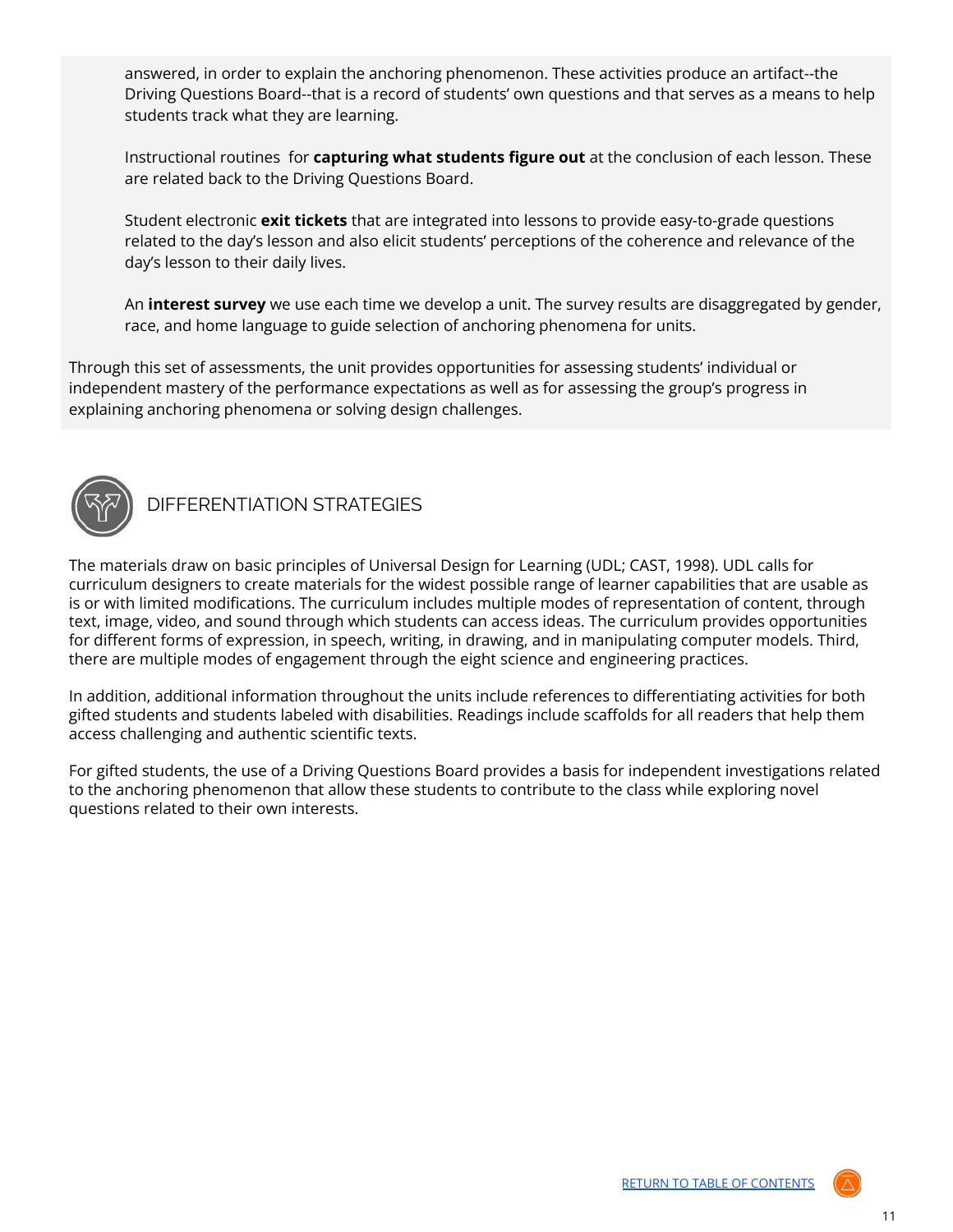answered, in order to explain the anchoring phenomenon. These activities produce an artifact--the Driving Questions Board--that is a record of students' own questions and that serves as a means to help students track what they are learning.

Instructional routines for **capturing what students figure out** at the conclusion of each lesson. These are related back to the Driving Questions Board.

Student electronic **exit tickets** that are integrated into lessons to provide easy-to-grade questions related to the day's lesson and also elicit students' perceptions of the coherence and relevance of the day's lesson to their daily lives.

An **interest survey** we use each time we develop a unit. The survey results are disaggregated by gender, race, and home language to guide selection of anchoring phenomena for units.

Through this set of assessments, the unit provides opportunities for assessing students' individual or independent mastery of the performance expectations as well as for assessing the group's progress in explaining anchoring phenomena or solving design challenges.

## DIFFERENTIATION STRATEGIES

The materials draw on basic principles of Universal Design for Learning (UDL; CAST, 1998). UDL calls for curriculum designers to create materials for the widest possible range of learner capabilities that are usable as is or with limited modifications. The curriculum includes multiple modes of representation of content, through text, image, video, and sound through which students can access ideas. The curriculum provides opportunities for different forms of expression, in speech, writing, in drawing, and in manipulating computer models. Third, there are multiple modes of engagement through the eight science and engineering practices.

In addition, additional information throughout the units include references to differentiating activities for both gifted students and students labeled with disabilities. Readings include scaffolds for all readers that help them access challenging and authentic scientific texts.

For gifted students, the use of a Driving Questions Board provides a basis for independent investigations related to the anchoring phenomenon that allow these students to contribute to the class while exploring novel questions related to their own interests.

[RETURN TO TABLE OF CONTENTS]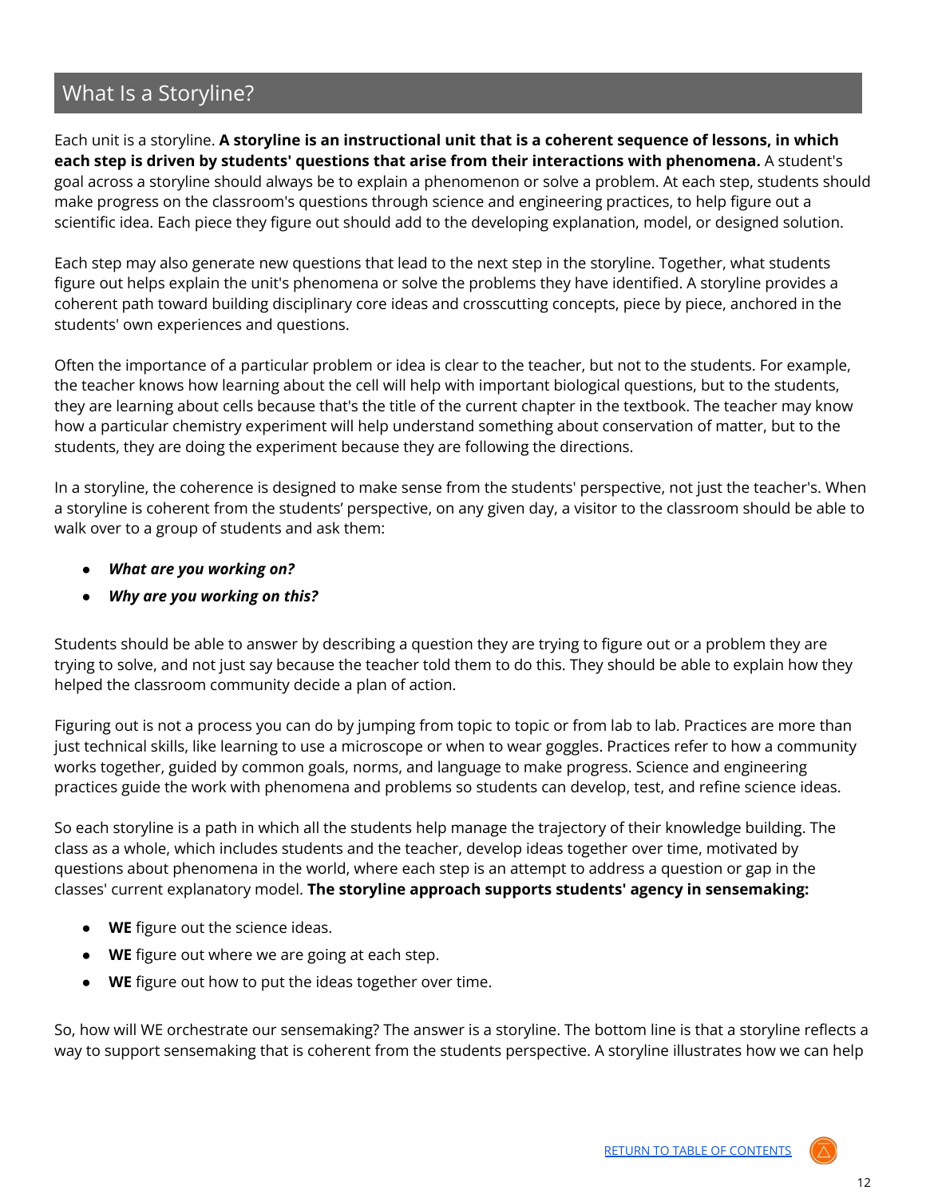## What Is a Storyline?

Each unit is a storyline. **A storyline is an instructional unit that is a coherent sequence of lessons, in which each step is driven by students' questions that arise from their interactions with phenomena.** A student's goal across a storyline should always be to explain a phenomenon or solve a problem. At each step, students should make progress on the classroom's questions through science and engineering practices, to help figure out a scientific idea. Each piece they figure out should add to the developing explanation, model, or designed solution.

Each step may also generate new questions that lead to the next step in the storyline. Together, what students figure out helps explain the unit's phenomena or solve the problems they have identified. A storyline provides a coherent path toward building disciplinary core ideas and crosscutting concepts, piece by piece, anchored in the students' own experiences and questions.

Often the importance of a particular problem or idea is clear to the teacher, but not to the students. For example, the teacher knows how learning about the cell will help with important biological questions, but to the students, they are learning about cells because that's the title of the current chapter in the textbook. The teacher may know how a particular chemistry experiment will help understand something about conservation of matter, but to the students, they are doing the experiment because they are following the directions.

In a storyline, the coherence is designed to make sense from the students' perspective, not just the teacher's. When a storyline is coherent from the students' perspective, on any given day, a visitor to the classroom should be able to walk over to a group of students and ask them:

- ***What are you working on?***
- ***Why are you working on this?***

Students should be able to answer by describing a question they are trying to figure out or a problem they are trying to solve, and not just say because the teacher told them to do this. They should be able to explain how they helped the classroom community decide a plan of action.

Figuring out is not a process you can do by jumping from topic to topic or from lab to lab. Practices are more than just technical skills, like learning to use a microscope or when to wear goggles. Practices refer to how a community works together, guided by common goals, norms, and language to make progress. Science and engineering practices guide the work with phenomena and problems so students can develop, test, and refine science ideas.

So each storyline is a path in which all the students help manage the trajectory of their knowledge building. The class as a whole, which includes students and the teacher, develop ideas together over time, motivated by questions about phenomena in the world, where each step is an attempt to address a question or gap in the classes' current explanatory model. **The storyline approach supports students' agency in sensemaking:**

- **WE** figure out the science ideas.
- **WE** figure out where we are going at each step.
- **WE** figure out how to put the ideas together over time.

So, how will WE orchestrate our sensemaking? The answer is a storyline. The bottom line is that a storyline reflects a way to support sensemaking that is coherent from the students perspective. A storyline illustrates how we can help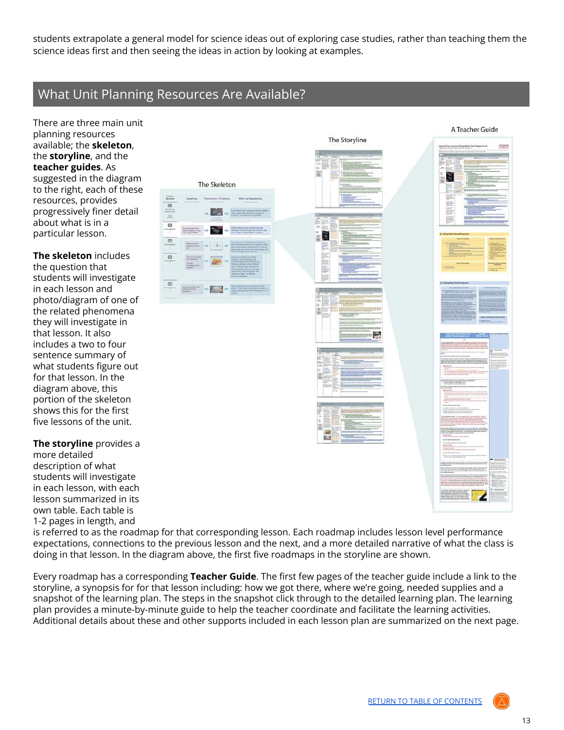students extrapolate a general model for science ideas out of exploring case studies, rather than teaching them the science ideas first and then seeing the ideas in action by looking at examples.

## What Unit Planning Resources Are Available?

There are three main unit planning resources available; the **skeleton**, the **storyline**, and the **teacher guides**. As suggested in the diagram to the right, each of these resources, provides progressively finer detail about what is in a particular lesson.

**The skeleton** includes the question that students will investigate in each lesson and photo/diagram of one of the related phenomena they will investigate in that lesson. It also includes a two to four sentence summary of what students figure out for that lesson. In the diagram above, this portion of the skeleton shows this for the first five lessons of the unit.

**The storyline** provides a more detailed description of what students will investigate in each lesson, with each lesson summarized in its own table. Each table is 1-2 pages in length, and is referred to as the roadmap for that corresponding lesson. Each roadmap includes lesson level performance expectations, connections to the previous lesson and the next, and a more detailed narrative of what the class is doing in that lesson. In the diagram above, the first five roadmaps in the storyline are shown.

Every roadmap has a corresponding **Teacher Guide**. The first few pages of the teacher guide include a link to the storyline, a synopsis for for that lesson including: how we got there, where we're going, needed supplies and a snapshot of the learning plan. The steps in the snapshot click through to the detailed learning plan. The learning plan provides a minute-by-minute guide to help the teacher coordinate and facilitate the learning activities. Additional details about these and other supports included in each lesson plan are summarized on the next page.

RETURN TO TABLE OF CONTENTS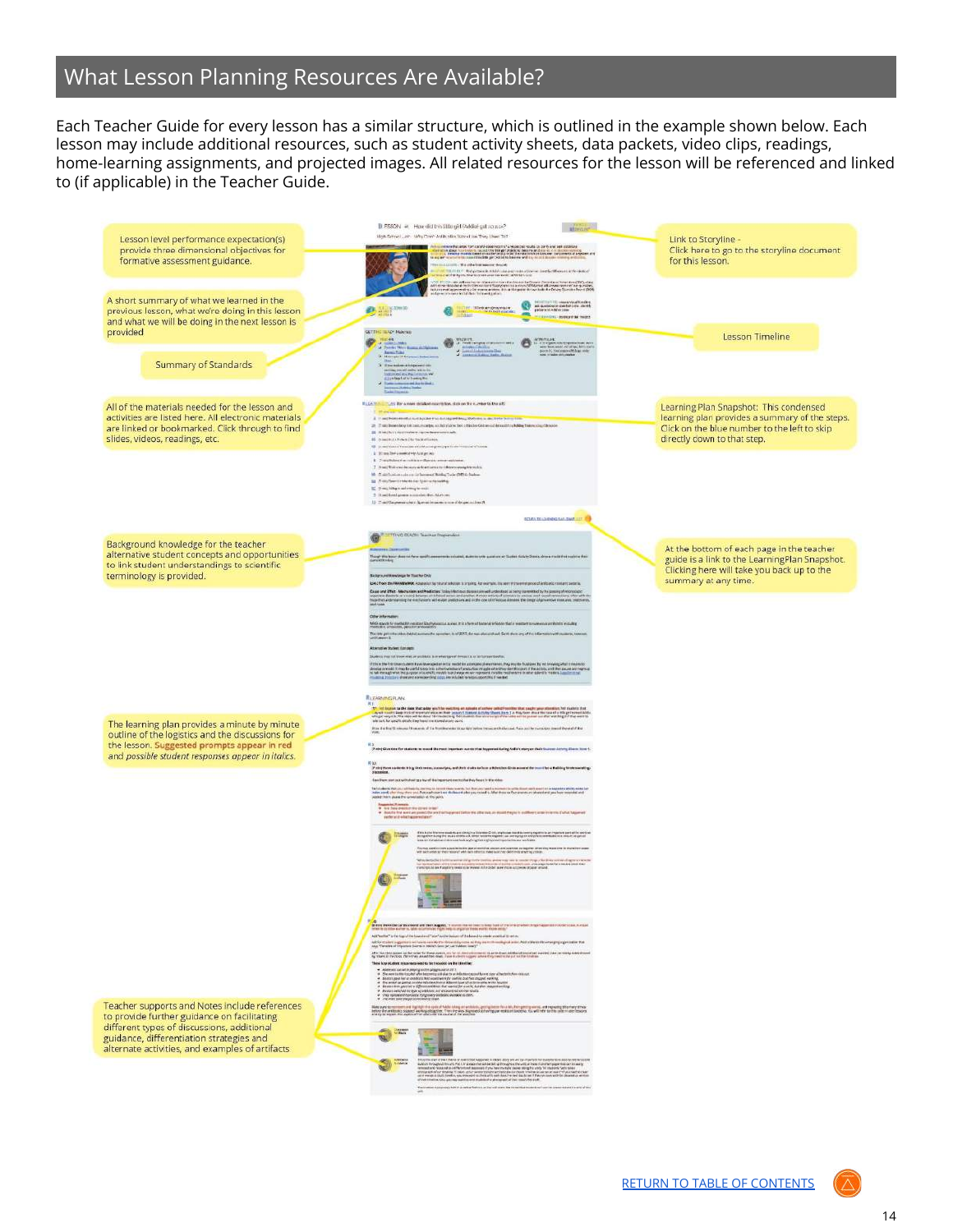# What Lesson Planning Resources Are Available?

Each Teacher Guide for every lesson has a similar structure, which is outlined in the example shown below. Each lesson may include additional resources, such as student activity sheets, data packets, video clips, readings, home-learning assignments, and projected images. All related resources for the lesson will be referenced and linked to (if applicable) in the Teacher Guide.

Lesson level performance expectation(s) provide three dimensional objectives for formative assessment guidance.

Link to Storyline - Click here to go to the storyline document for this lesson.

A short summary of what we learned in the previous lesson, what we're doing in this lesson and what we will be doing in the next lesson is provided

Lesson Timeline

Summary of Standards

All of the materials needed for the lesson and activities are listed here. All electronic materials are linked or bookmarked. Click through to find slides, videos, readings, etc.

Learning Plan Snapshot: This condensed learning plan provides a summary of the steps. Click on the blue number to the left to skip directly down to that step.

Background knowledge for the teacher alternative student concepts and opportunities to link student understandings to scientific terminology is provided.

At the bottom of each page in the teacher guide is a link to the LearningPlan Snapshot. Clicking here will take you back up to the summary at any time.

The learning plan provides a minute by minute outline of the logistics and the discussions for the lesson. Suggested prompts appear in red and *possible student responses appear in italics.*

Teacher supports and Notes include references to provide further guidance on facilitating different types of discussions, additional guidance, differentiation strategies and alternate activities, and examples of artifacts

[RETURN TO TABLE OF CONTENTS]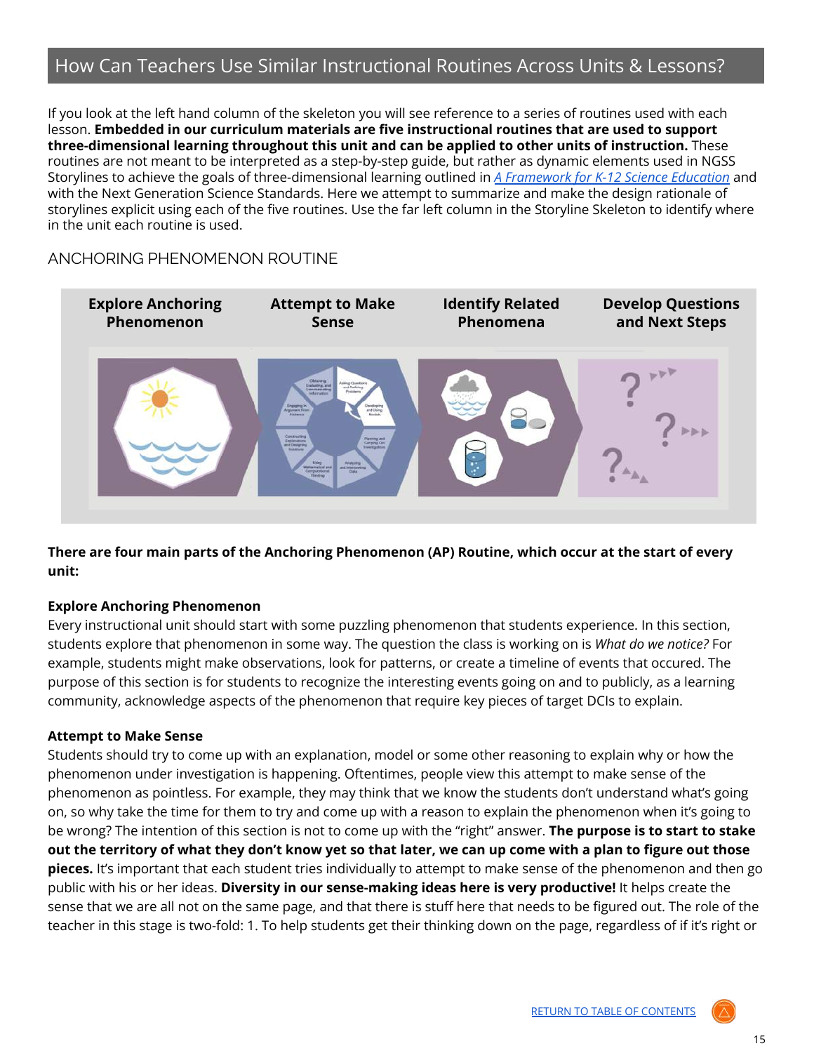## How Can Teachers Use Similar Instructional Routines Across Units & Lessons?

If you look at the left hand column of the skeleton you will see reference to a series of routines used with each lesson. **Embedded in our curriculum materials are five instructional routines that are used to support three-dimensional learning throughout this unit and can be applied to other units of instruction.** These routines are not meant to be interpreted as a step-by-step guide, but rather as dynamic elements used in NGSS Storylines to achieve the goals of three-dimensional learning outlined in *A Framework for K-12 Science Education* and with the Next Generation Science Standards. Here we attempt to summarize and make the design rationale of storylines explicit using each of the five routines. Use the far left column in the Storyline Skeleton to identify where in the unit each routine is used.

### ANCHORING PHENOMENON ROUTINE

| Explore Anchoring Phenomenon | Attempt to Make Sense | Identify Related Phenomena | Develop Questions and Next Steps |
| --- | --- | --- | --- |

**There are four main parts of the Anchoring Phenomenon (AP) Routine, which occur at the start of every unit:**

**Explore Anchoring Phenomenon**
Every instructional unit should start with some puzzling phenomenon that students experience. In this section, students explore that phenomenon in some way. The question the class is working on is *What do we notice?* For example, students might make observations, look for patterns, or create a timeline of events that occured. The purpose of this section is for students to recognize the interesting events going on and to publicly, as a learning community, acknowledge aspects of the phenomenon that require key pieces of target DCIs to explain.

**Attempt to Make Sense**
Students should try to come up with an explanation, model or some other reasoning to explain why or how the phenomenon under investigation is happening. Oftentimes, people view this attempt to make sense of the phenomenon as pointless. For example, they may think that we know the students don't understand what's going on, so why take the time for them to try and come up with a reason to explain the phenomenon when it's going to be wrong? The intention of this section is not to come up with the "right" answer. **The purpose is to start to stake out the territory of what they don't know yet so that later, we can up come with a plan to figure out those pieces.** It's important that each student tries individually to attempt to make sense of the phenomenon and then go public with his or her ideas. **Diversity in our sense-making ideas here is very productive!** It helps create the sense that we are all not on the same page, and that there is stuff here that needs to be figured out. The role of the teacher in this stage is two-fold: 1. To help students get their thinking down on the page, regardless of if it's right or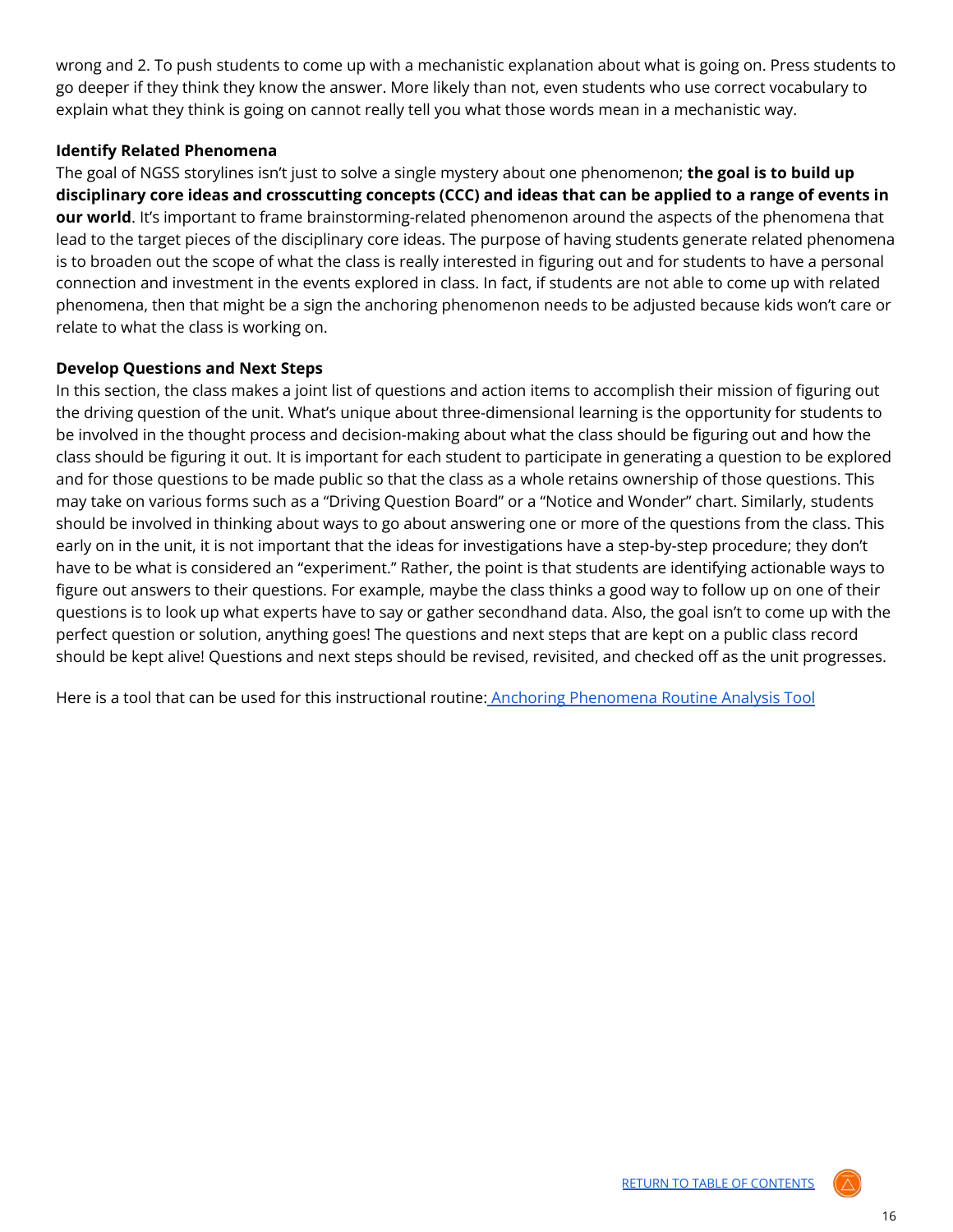wrong and 2. To push students to come up with a mechanistic explanation about what is going on. Press students to go deeper if they think they know the answer. More likely than not, even students who use correct vocabulary to explain what they think is going on cannot really tell you what those words mean in a mechanistic way.

**Identify Related Phenomena**

The goal of NGSS storylines isn't just to solve a single mystery about one phenomenon; **the goal is to build up disciplinary core ideas and crosscutting concepts (CCC) and ideas that can be applied to a range of events in our world**. It's important to frame brainstorming-related phenomenon around the aspects of the phenomena that lead to the target pieces of the disciplinary core ideas. The purpose of having students generate related phenomena is to broaden out the scope of what the class is really interested in figuring out and for students to have a personal connection and investment in the events explored in class. In fact, if students are not able to come up with related phenomena, then that might be a sign the anchoring phenomenon needs to be adjusted because kids won't care or relate to what the class is working on.

**Develop Questions and Next Steps**

In this section, the class makes a joint list of questions and action items to accomplish their mission of figuring out the driving question of the unit. What's unique about three-dimensional learning is the opportunity for students to be involved in the thought process and decision-making about what the class should be figuring out and how the class should be figuring it out. It is important for each student to participate in generating a question to be explored and for those questions to be made public so that the class as a whole retains ownership of those questions. This may take on various forms such as a "Driving Question Board" or a "Notice and Wonder" chart. Similarly, students should be involved in thinking about ways to go about answering one or more of the questions from the class. This early on in the unit, it is not important that the ideas for investigations have a step-by-step procedure; they don't have to be what is considered an "experiment." Rather, the point is that students are identifying actionable ways to figure out answers to their questions. For example, maybe the class thinks a good way to follow up on one of their questions is to look up what experts have to say or gather secondhand data. Also, the goal isn't to come up with the perfect question or solution, anything goes! The questions and next steps that are kept on a public class record should be kept alive! Questions and next steps should be revised, revisited, and checked off as the unit progresses.

Here is a tool that can be used for this instructional routine: Anchoring Phenomena Routine Analysis Tool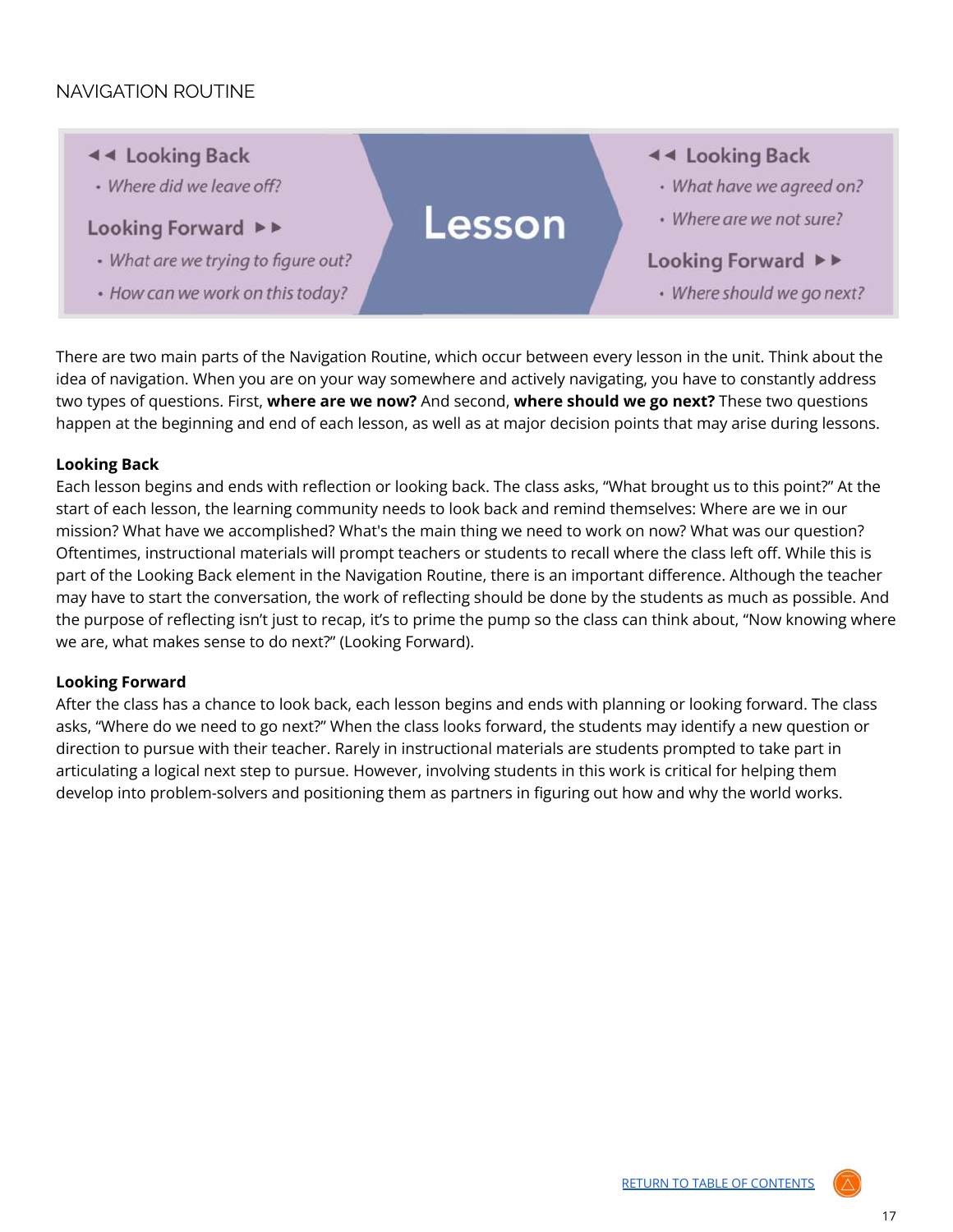## NAVIGATION ROUTINE

| ◄◄ Looking Back | | ◄◄ Looking Back |
| --- | --- | --- |
| • *Where did we leave off?* | **Lesson** | • *What have we agreed on?* |
| **Looking Forward ►►** | | • *Where are we not sure?* |
| • *What are we trying to figure out?* | | **Looking Forward ►►** |
| • *How can we work on this today?* | | • *Where should we go next?* |

There are two main parts of the Navigation Routine, which occur between every lesson in the unit. Think about the idea of navigation. When you are on your way somewhere and actively navigating, you have to constantly address two types of questions. First, **where are we now?** And second, **where should we go next?** These two questions happen at the beginning and end of each lesson, as well as at major decision points that may arise during lessons.

**Looking Back**
Each lesson begins and ends with reflection or looking back. The class asks, "What brought us to this point?" At the start of each lesson, the learning community needs to look back and remind themselves: Where are we in our mission? What have we accomplished? What's the main thing we need to work on now? What was our question? Oftentimes, instructional materials will prompt teachers or students to recall where the class left off. While this is part of the Looking Back element in the Navigation Routine, there is an important difference. Although the teacher may have to start the conversation, the work of reflecting should be done by the students as much as possible. And the purpose of reflecting isn't just to recap, it's to prime the pump so the class can think about, "Now knowing where we are, what makes sense to do next?" (Looking Forward).

**Looking Forward**
After the class has a chance to look back, each lesson begins and ends with planning or looking forward. The class asks, "Where do we need to go next?" When the class looks forward, the students may identify a new question or direction to pursue with their teacher. Rarely in instructional materials are students prompted to take part in articulating a logical next step to pursue. However, involving students in this work is critical for helping them develop into problem-solvers and positioning them as partners in figuring out how and why the world works.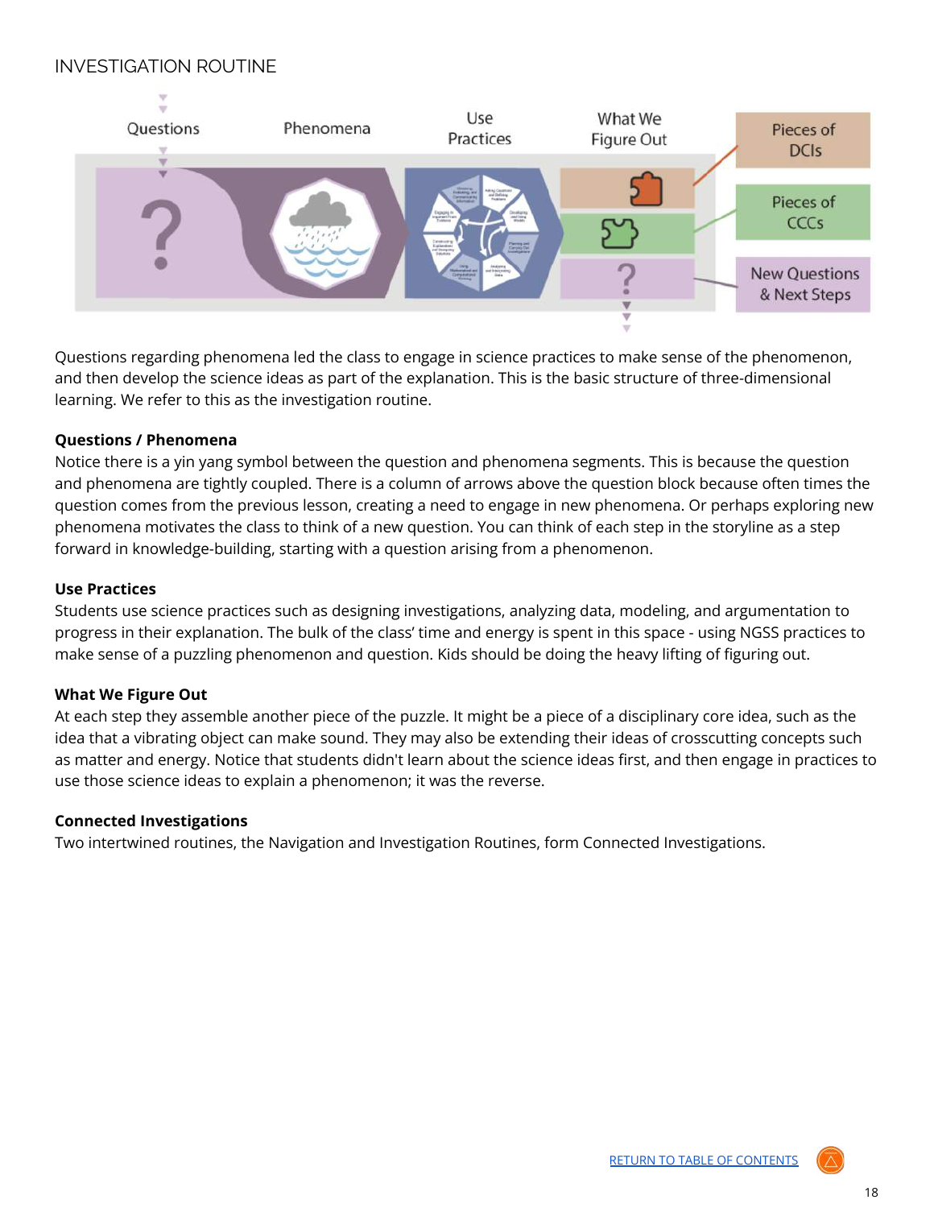## INVESTIGATION ROUTINE

Questions | Phenomena | Use Practices | What We Figure Out | Pieces of DCIs | Pieces of CCCs | New Questions & Next Steps

Questions regarding phenomena led the class to engage in science practices to make sense of the phenomenon, and then develop the science ideas as part of the explanation. This is the basic structure of three-dimensional learning. We refer to this as the investigation routine.

**Questions / Phenomena**
Notice there is a yin yang symbol between the question and phenomena segments. This is because the question and phenomena are tightly coupled. There is a column of arrows above the question block because often times the question comes from the previous lesson, creating a need to engage in new phenomena. Or perhaps exploring new phenomena motivates the class to think of a new question. You can think of each step in the storyline as a step forward in knowledge-building, starting with a question arising from a phenomenon.

**Use Practices**
Students use science practices such as designing investigations, analyzing data, modeling, and argumentation to progress in their explanation. The bulk of the class' time and energy is spent in this space - using NGSS practices to make sense of a puzzling phenomenon and question. Kids should be doing the heavy lifting of figuring out.

**What We Figure Out**
At each step they assemble another piece of the puzzle. It might be a piece of a disciplinary core idea, such as the idea that a vibrating object can make sound. They may also be extending their ideas of crosscutting concepts such as matter and energy. Notice that students didn't learn about the science ideas first, and then engage in practices to use those science ideas to explain a phenomenon; it was the reverse.

**Connected Investigations**
Two intertwined routines, the Navigation and Investigation Routines, form Connected Investigations.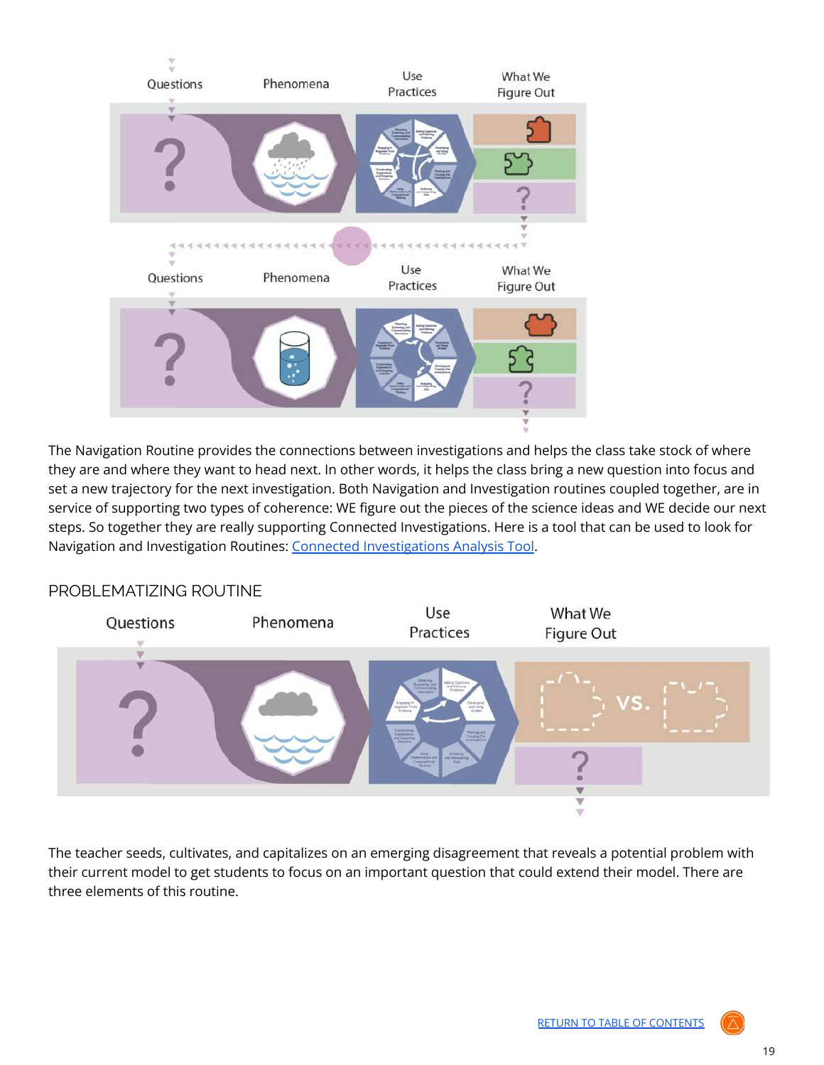The Navigation Routine provides the connections between investigations and helps the class take stock of where they are and where they want to head next. In other words, it helps the class bring a new question into focus and set a new trajectory for the next investigation. Both Navigation and Investigation routines coupled together, are in service of supporting two types of coherence: WE figure out the pieces of the science ideas and WE decide our next steps. So together they are really supporting Connected Investigations. Here is a tool that can be used to look for Navigation and Investigation Routines: [Connected Investigations Analysis Tool](#).

## PROBLEMATIZING ROUTINE

The teacher seeds, cultivates, and capitalizes on an emerging disagreement that reveals a potential problem with their current model to get students to focus on an important question that could extend their model. There are three elements of this routine.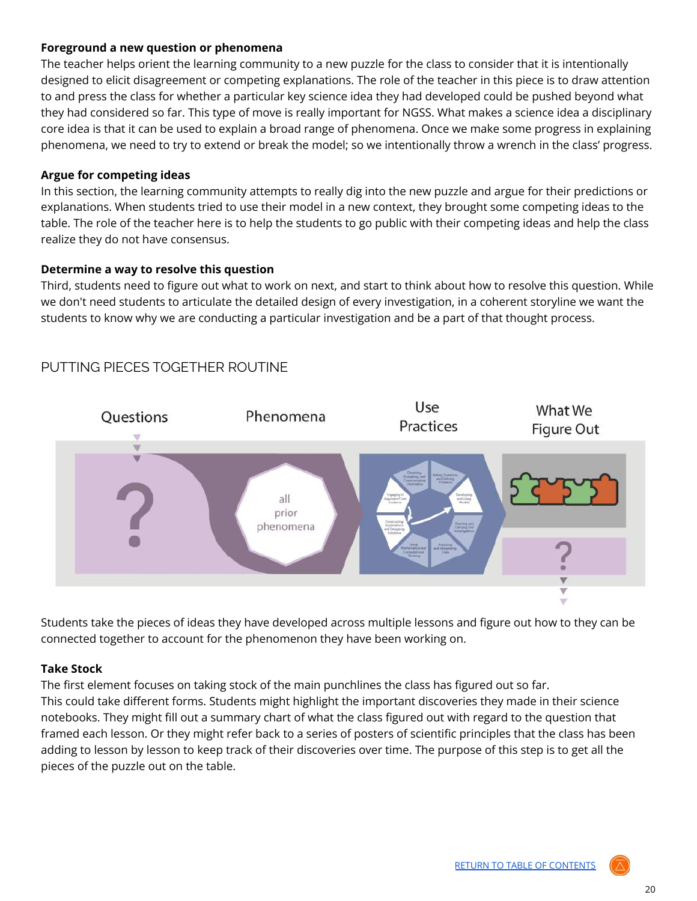**Foreground a new question or phenomena**

The teacher helps orient the learning community to a new puzzle for the class to consider that it is intentionally designed to elicit disagreement or competing explanations. The role of the teacher in this piece is to draw attention to and press the class for whether a particular key science idea they had developed could be pushed beyond what they had considered so far. This type of move is really important for NGSS. What makes a science idea a disciplinary core idea is that it can be used to explain a broad range of phenomena. Once we make some progress in explaining phenomena, we need to try to extend or break the model; so we intentionally throw a wrench in the class' progress.

**Argue for competing ideas**

In this section, the learning community attempts to really dig into the new puzzle and argue for their predictions or explanations. When students tried to use their model in a new context, they brought some competing ideas to the table. The role of the teacher here is to help the students to go public with their competing ideas and help the class realize they do not have consensus.

**Determine a way to resolve this question**

Third, students need to figure out what to work on next, and start to think about how to resolve this question. While we don't need students to articulate the detailed design of every investigation, in a coherent storyline we want the students to know why we are conducting a particular investigation and be a part of that thought process.

## PUTTING PIECES TOGETHER ROUTINE

Questions | Phenomena | Use Practices | What We Figure Out

all prior phenomena

Students take the pieces of ideas they have developed across multiple lessons and figure out how to they can be connected together to account for the phenomenon they have been working on.

**Take Stock**

The first element focuses on taking stock of the main punchlines the class has figured out so far.
This could take different forms. Students might highlight the important discoveries they made in their science notebooks. They might fill out a summary chart of what the class figured out with regard to the question that framed each lesson. Or they might refer back to a series of posters of scientific principles that the class has been adding to lesson by lesson to keep track of their discoveries over time. The purpose of this step is to get all the pieces of the puzzle out on the table.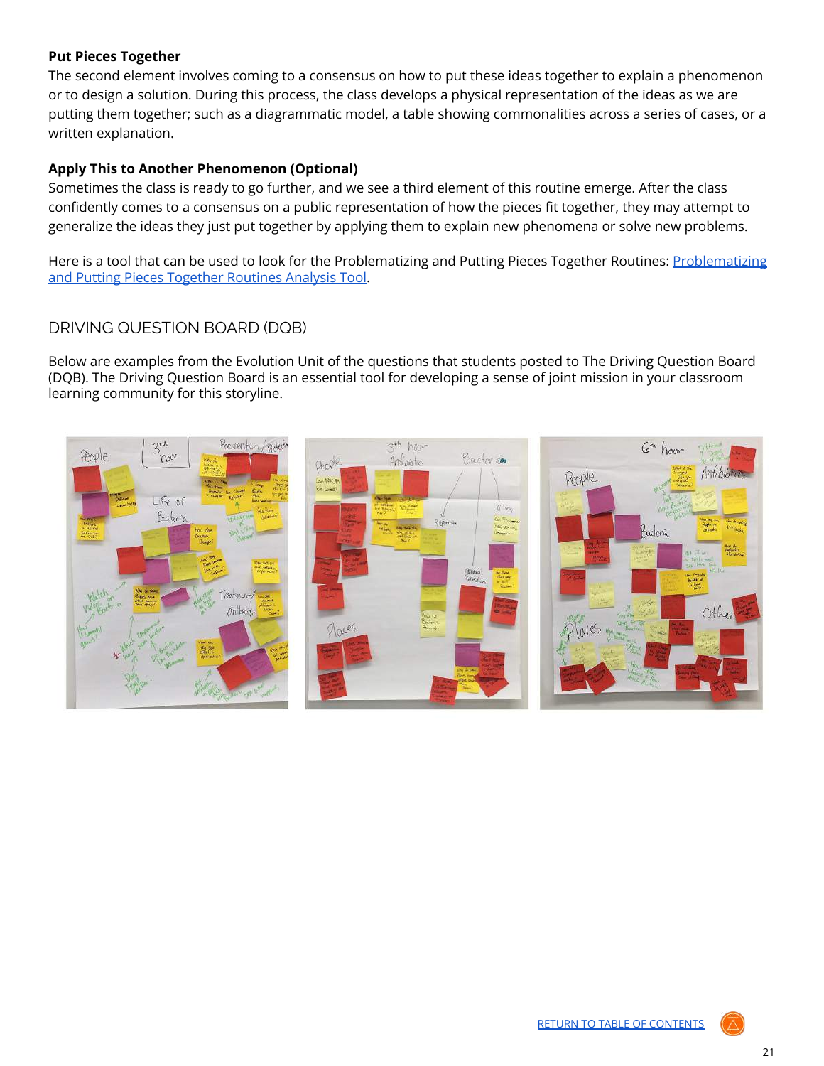**Put Pieces Together**

The second element involves coming to a consensus on how to put these ideas together to explain a phenomenon or to design a solution. During this process, the class develops a physical representation of the ideas as we are putting them together; such as a diagrammatic model, a table showing commonalities across a series of cases, or a written explanation.

**Apply This to Another Phenomenon (Optional)**

Sometimes the class is ready to go further, and we see a third element of this routine emerge. After the class confidently comes to a consensus on a public representation of how the pieces fit together, they may attempt to generalize the ideas they just put together by applying them to explain new phenomena or solve new problems.

Here is a tool that can be used to look for the Problematizing and Putting Pieces Together Routines: [Problematizing and Putting Pieces Together Routines Analysis Tool](#).

## DRIVING QUESTION BOARD (DQB)

Below are examples from the Evolution Unit of the questions that students posted to The Driving Question Board (DQB). The Driving Question Board is an essential tool for developing a sense of joint mission in your classroom learning community for this storyline.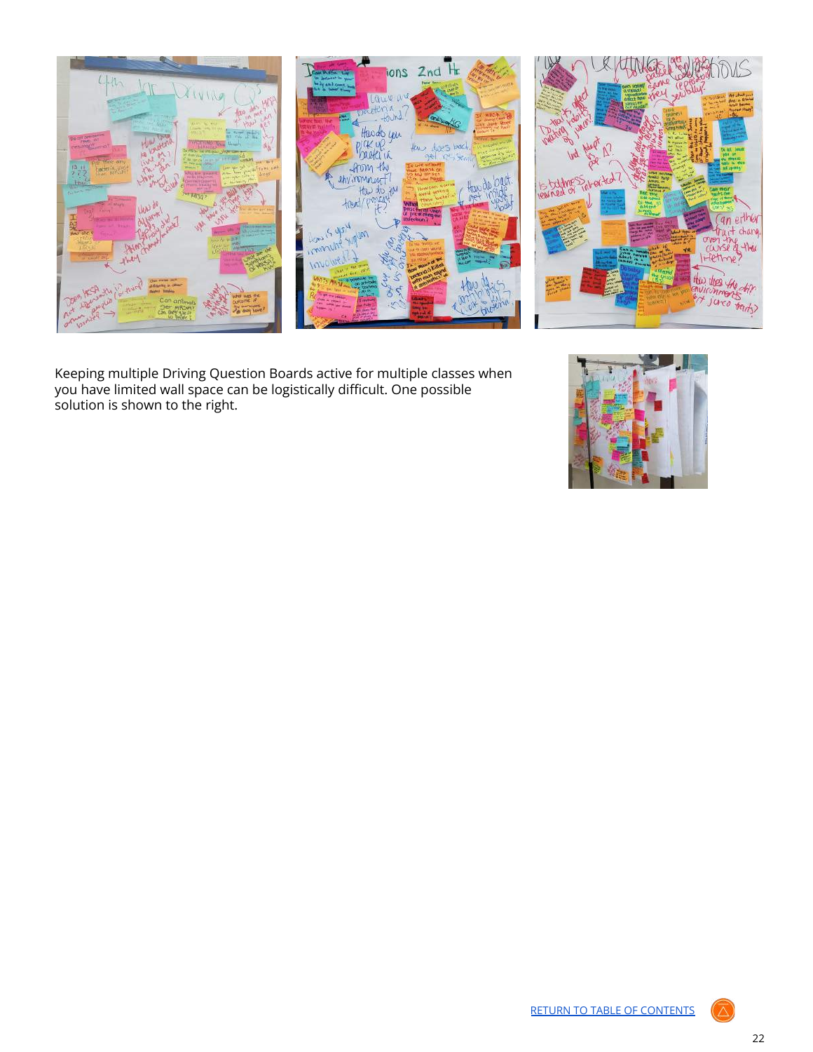Keeping multiple Driving Question Boards active for multiple classes when you have limited wall space can be logistically difficult. One possible solution is shown to the right.

RETURN TO TABLE OF CONTENTS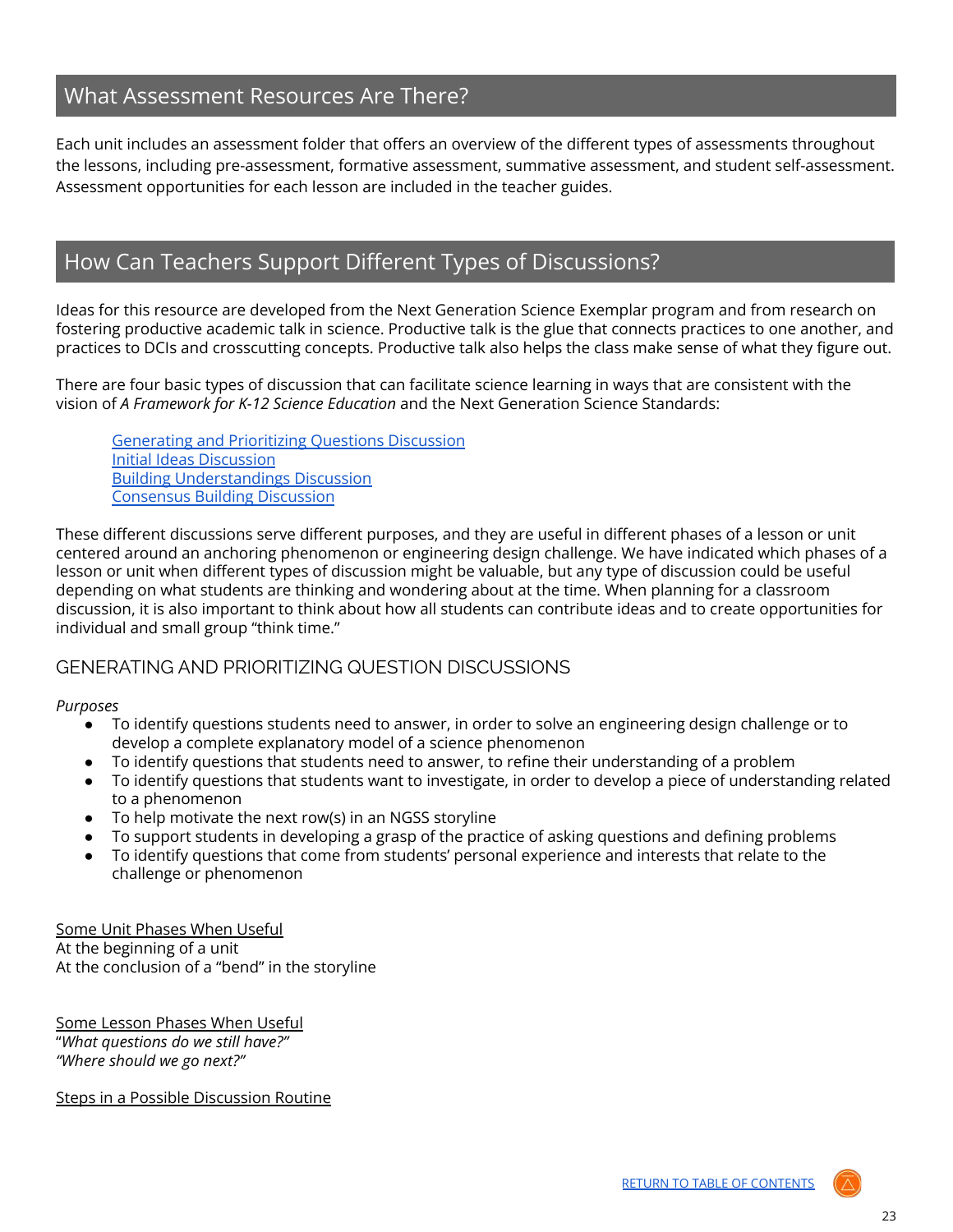## What Assessment Resources Are There?

Each unit includes an assessment folder that offers an overview of the different types of assessments throughout the lessons, including pre-assessment, formative assessment, summative assessment, and student self-assessment. Assessment opportunities for each lesson are included in the teacher guides.

## How Can Teachers Support Different Types of Discussions?

Ideas for this resource are developed from the Next Generation Science Exemplar program and from research on fostering productive academic talk in science. Productive talk is the glue that connects practices to one another, and practices to DCIs and crosscutting concepts. Productive talk also helps the class make sense of what they figure out.

There are four basic types of discussion that can facilitate science learning in ways that are consistent with the vision of *A Framework for K-12 Science Education* and the Next Generation Science Standards:

- Generating and Prioritizing Questions Discussion
- Initial Ideas Discussion
- Building Understandings Discussion
- Consensus Building Discussion

These different discussions serve different purposes, and they are useful in different phases of a lesson or unit centered around an anchoring phenomenon or engineering design challenge. We have indicated which phases of a lesson or unit when different types of discussion might be valuable, but any type of discussion could be useful depending on what students are thinking and wondering about at the time. When planning for a classroom discussion, it is also important to think about how all students can contribute ideas and to create opportunities for individual and small group "think time."

### GENERATING AND PRIORITIZING QUESTION DISCUSSIONS

*Purposes*

- To identify questions students need to answer, in order to solve an engineering design challenge or to develop a complete explanatory model of a science phenomenon
- To identify questions that students need to answer, to refine their understanding of a problem
- To identify questions that students want to investigate, in order to develop a piece of understanding related to a phenomenon
- To help motivate the next row(s) in an NGSS storyline
- To support students in developing a grasp of the practice of asking questions and defining problems
- To identify questions that come from students' personal experience and interests that relate to the challenge or phenomenon

Some Unit Phases When Useful
At the beginning of a unit
At the conclusion of a "bend" in the storyline

Some Lesson Phases When Useful
"*What questions do we still have?"*
*"Where should we go next?"*

Steps in a Possible Discussion Routine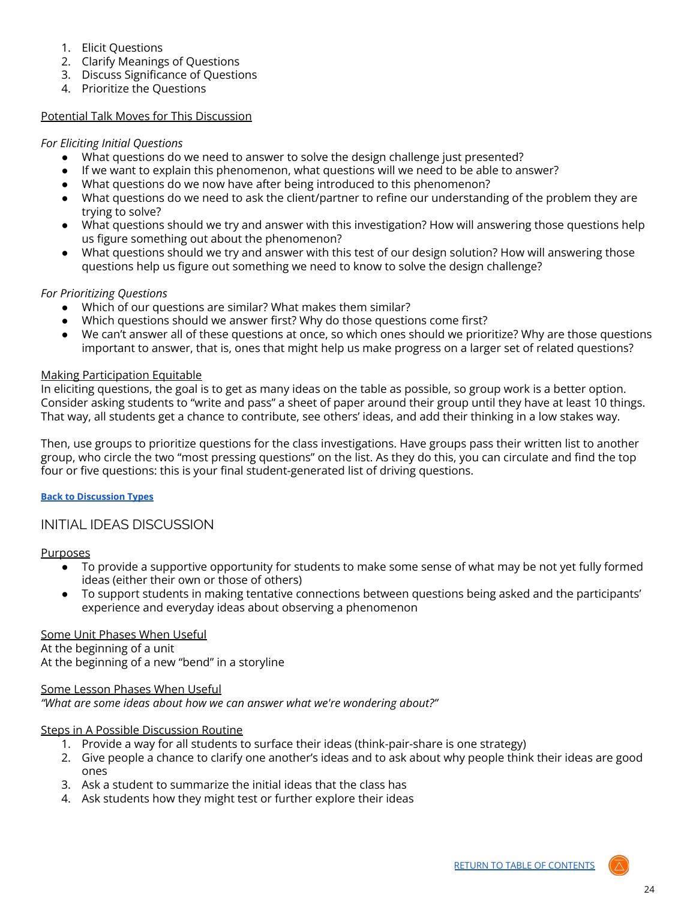1. Elicit Questions
2. Clarify Meanings of Questions
3. Discuss Significance of Questions
4. Prioritize the Questions

Potential Talk Moves for This Discussion

*For Eliciting Initial Questions*

- What questions do we need to answer to solve the design challenge just presented?
- If we want to explain this phenomenon, what questions will we need to be able to answer?
- What questions do we now have after being introduced to this phenomenon?
- What questions do we need to ask the client/partner to refine our understanding of the problem they are trying to solve?
- What questions should we try and answer with this investigation? How will answering those questions help us figure something out about the phenomenon?
- What questions should we try and answer with this test of our design solution? How will answering those questions help us figure out something we need to know to solve the design challenge?

*For Prioritizing Questions*

- Which of our questions are similar? What makes them similar?
- Which questions should we answer first? Why do those questions come first?
- We can't answer all of these questions at once, so which ones should we prioritize? Why are those questions important to answer, that is, ones that might help us make progress on a larger set of related questions?

Making Participation Equitable

In eliciting questions, the goal is to get as many ideas on the table as possible, so group work is a better option. Consider asking students to "write and pass" a sheet of paper around their group until they have at least 10 things. That way, all students get a chance to contribute, see others' ideas, and add their thinking in a low stakes way.

Then, use groups to prioritize questions for the class investigations. Have groups pass their written list to another group, who circle the two "most pressing questions" on the list. As they do this, you can circulate and find the top four or five questions: this is your final student-generated list of driving questions.

**Back to Discussion Types**

## INITIAL IDEAS DISCUSSION

Purposes

- To provide a supportive opportunity for students to make some sense of what may be not yet fully formed ideas (either their own or those of others)
- To support students in making tentative connections between questions being asked and the participants' experience and everyday ideas about observing a phenomenon

Some Unit Phases When Useful

At the beginning of a unit
At the beginning of a new "bend" in a storyline

Some Lesson Phases When Useful

*"What are some ideas about how we can answer what we're wondering about?"*

Steps in A Possible Discussion Routine

1. Provide a way for all students to surface their ideas (think-pair-share is one strategy)
2. Give people a chance to clarify one another's ideas and to ask about why people think their ideas are good ones
3. Ask a student to summarize the initial ideas that the class has
4. Ask students how they might test or further explore their ideas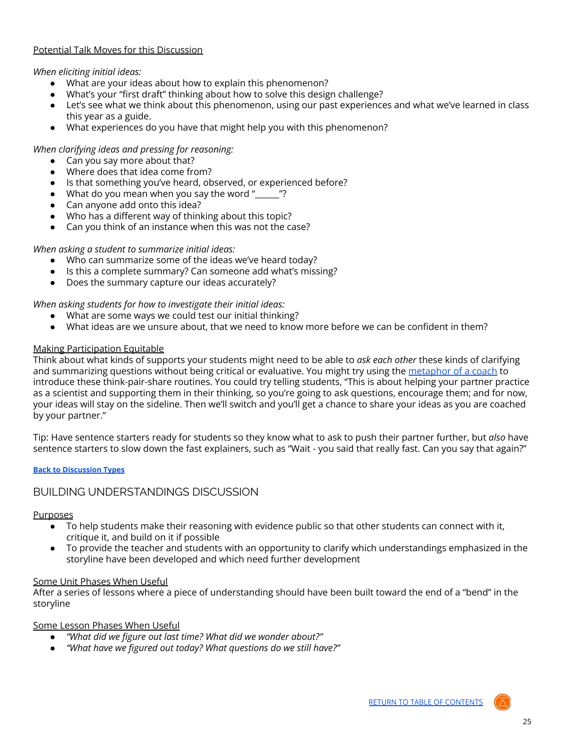Potential Talk Moves for this Discussion

*When eliciting initial ideas:*

- What are your ideas about how to explain this phenomenon?
- What's your "first draft" thinking about how to solve this design challenge?
- Let's see what we think about this phenomenon, using our past experiences and what we've learned in class this year as a guide.
- What experiences do you have that might help you with this phenomenon?

*When clarifying ideas and pressing for reasoning:*

- Can you say more about that?
- Where does that idea come from?
- Is that something you've heard, observed, or experienced before?
- What do you mean when you say the word "______"?
- Can anyone add onto this idea?
- Who has a different way of thinking about this topic?
- Can you think of an instance when this was not the case?

*When asking a student to summarize initial ideas:*

- Who can summarize some of the ideas we've heard today?
- Is this a complete summary? Can someone add what's missing?
- Does the summary capture our ideas accurately?

*When asking students for how to investigate their initial ideas:*

- What are some ways we could test our initial thinking?
- What ideas are we unsure about, that we need to know more before we can be confident in them?

Making Participation Equitable

Think about what kinds of supports your students might need to be able to *ask each other* these kinds of clarifying and summarizing questions without being critical or evaluative. You might try using the metaphor of a coach to introduce these think-pair-share routines. You could try telling students, "This is about helping your partner practice as a scientist and supporting them in their thinking, so you're going to ask questions, encourage them; and for now, your ideas will stay on the sideline. Then we'll switch and you'll get a chance to share your ideas as you are coached by your partner."

Tip: Have sentence starters ready for students so they know what to ask to push their partner further, but *also* have sentence starters to slow down the fast explainers, such as "Wait - you said that really fast. Can you say that again?"

**Back to Discussion Types**

## BUILDING UNDERSTANDINGS DISCUSSION

Purposes

- To help students make their reasoning with evidence public so that other students can connect with it, critique it, and build on it if possible
- To provide the teacher and students with an opportunity to clarify which understandings emphasized in the storyline have been developed and which need further development

Some Unit Phases When Useful

After a series of lessons where a piece of understanding should have been built toward the end of a "bend" in the storyline

Some Lesson Phases When Useful

- *"What did we figure out last time? What did we wonder about?"*
- *"What have we figured out today? What questions do we still have?"*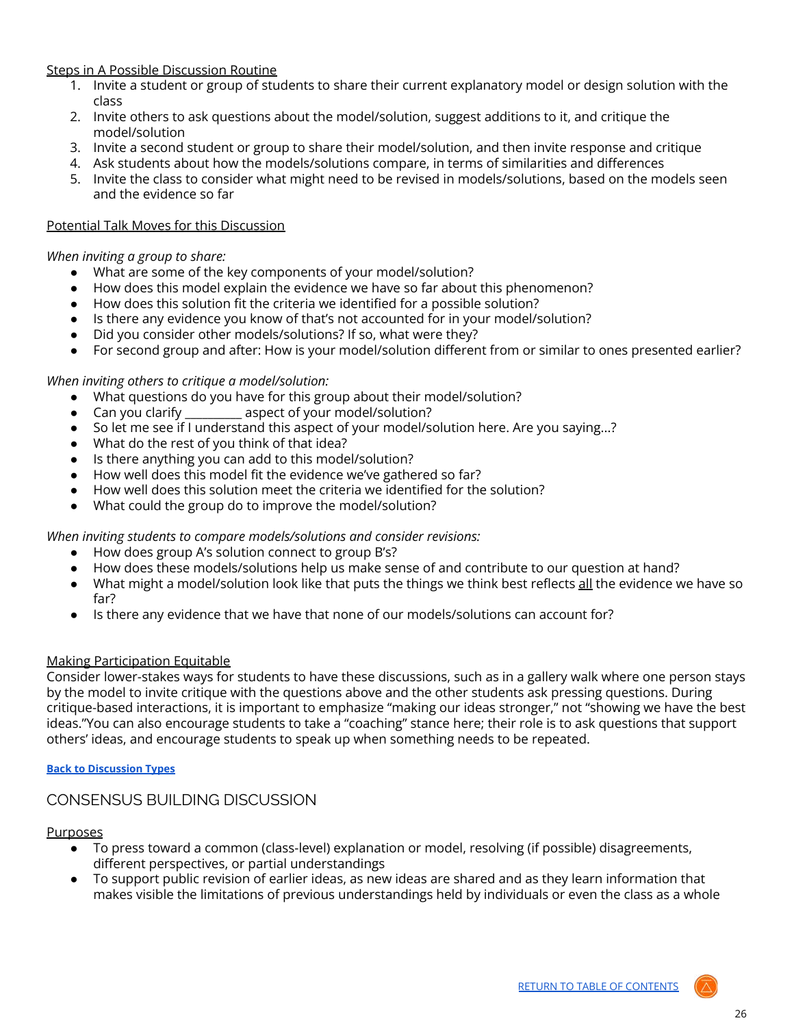<u>Steps in A Possible Discussion Routine</u>

1. Invite a student or group of students to share their current explanatory model or design solution with the class
2. Invite others to ask questions about the model/solution, suggest additions to it, and critique the model/solution
3. Invite a second student or group to share their model/solution, and then invite response and critique
4. Ask students about how the models/solutions compare, in terms of similarities and differences
5. Invite the class to consider what might need to be revised in models/solutions, based on the models seen and the evidence so far

<u>Potential Talk Moves for this Discussion</u>

*When inviting a group to share:*

- What are some of the key components of your model/solution?
- How does this model explain the evidence we have so far about this phenomenon?
- How does this solution fit the criteria we identified for a possible solution?
- Is there any evidence you know of that's not accounted for in your model/solution?
- Did you consider other models/solutions? If so, what were they?
- For second group and after: How is your model/solution different from or similar to ones presented earlier?

*When inviting others to critique a model/solution:*

- What questions do you have for this group about their model/solution?
- Can you clarify _________ aspect of your model/solution?
- So let me see if I understand this aspect of your model/solution here. Are you saying...?
- What do the rest of you think of that idea?
- Is there anything you can add to this model/solution?
- How well does this model fit the evidence we've gathered so far?
- How well does this solution meet the criteria we identified for the solution?
- What could the group do to improve the model/solution?

*When inviting students to compare models/solutions and consider revisions:*

- How does group A's solution connect to group B's?
- How does these models/solutions help us make sense of and contribute to our question at hand?
- What might a model/solution look like that puts the things we think best reflects <u>all</u> the evidence we have so far?
- Is there any evidence that we have that none of our models/solutions can account for?

<u>Making Participation Equitable</u>

Consider lower-stakes ways for students to have these discussions, such as in a gallery walk where one person stays by the model to invite critique with the questions above and the other students ask pressing questions. During critique-based interactions, it is important to emphasize "making our ideas stronger," not "showing we have the best ideas."You can also encourage students to take a "coaching" stance here; their role is to ask questions that support others' ideas, and encourage students to speak up when something needs to be repeated.

**Back to Discussion Types**

## CONSENSUS BUILDING DISCUSSION

<u>Purposes</u>

- To press toward a common (class-level) explanation or model, resolving (if possible) disagreements, different perspectives, or partial understandings
- To support public revision of earlier ideas, as new ideas are shared and as they learn information that makes visible the limitations of previous understandings held by individuals or even the class as a whole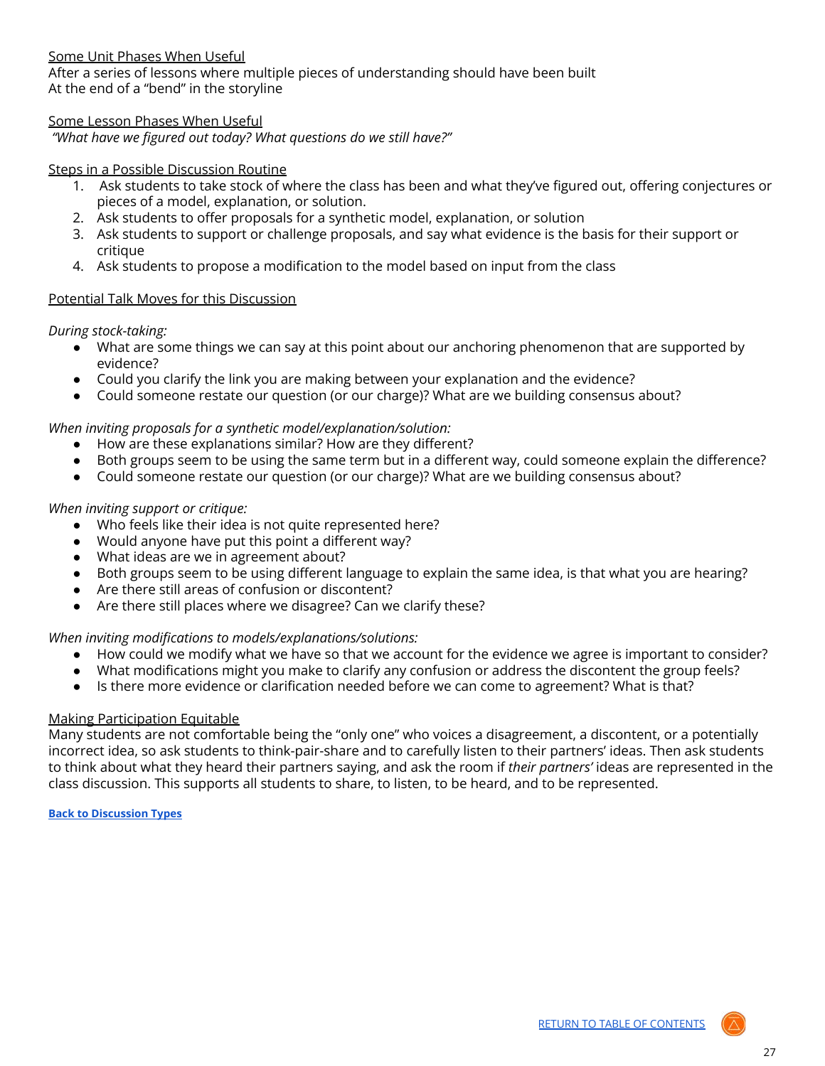Some Unit Phases When Useful

After a series of lessons where multiple pieces of understanding should have been built
At the end of a "bend" in the storyline

Some Lesson Phases When Useful

*"What have we figured out today? What questions do we still have?"*

Steps in a Possible Discussion Routine

1. Ask students to take stock of where the class has been and what they've figured out, offering conjectures or pieces of a model, explanation, or solution.
2. Ask students to offer proposals for a synthetic model, explanation, or solution
3. Ask students to support or challenge proposals, and say what evidence is the basis for their support or critique
4. Ask students to propose a modification to the model based on input from the class

Potential Talk Moves for this Discussion

*During stock-taking:*

- What are some things we can say at this point about our anchoring phenomenon that are supported by evidence?
- Could you clarify the link you are making between your explanation and the evidence?
- Could someone restate our question (or our charge)? What are we building consensus about?

*When inviting proposals for a synthetic model/explanation/solution:*

- How are these explanations similar? How are they different?
- Both groups seem to be using the same term but in a different way, could someone explain the difference?
- Could someone restate our question (or our charge)? What are we building consensus about?

*When inviting support or critique:*

- Who feels like their idea is not quite represented here?
- Would anyone have put this point a different way?
- What ideas are we in agreement about?
- Both groups seem to be using different language to explain the same idea, is that what you are hearing?
- Are there still areas of confusion or discontent?
- Are there still places where we disagree? Can we clarify these?

*When inviting modifications to models/explanations/solutions:*

- How could we modify what we have so that we account for the evidence we agree is important to consider?
- What modifications might you make to clarify any confusion or address the discontent the group feels?
- Is there more evidence or clarification needed before we can come to agreement? What is that?

Making Participation Equitable

Many students are not comfortable being the "only one" who voices a disagreement, a discontent, or a potentially incorrect idea, so ask students to think-pair-share and to carefully listen to their partners' ideas. Then ask students to think about what they heard their partners saying, and ask the room if *their partners'* ideas are represented in the class discussion. This supports all students to share, to listen, to be heard, and to be represented.

**Back to Discussion Types**

RETURN TO TABLE OF CONTENTS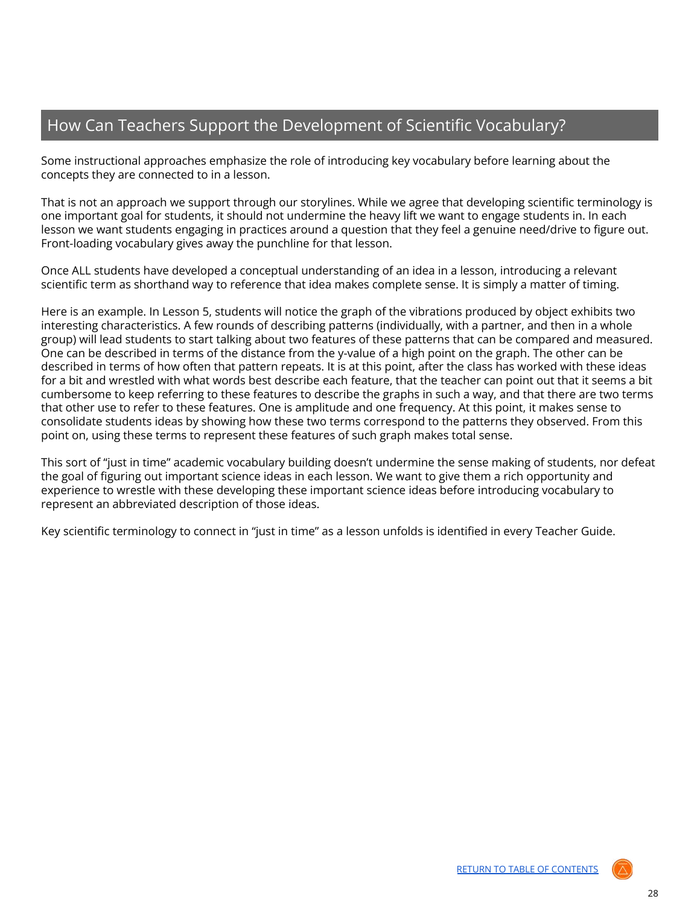## How Can Teachers Support the Development of Scientific Vocabulary?

Some instructional approaches emphasize the role of introducing key vocabulary before learning about the concepts they are connected to in a lesson.

That is not an approach we support through our storylines. While we agree that developing scientific terminology is one important goal for students, it should not undermine the heavy lift we want to engage students in. In each lesson we want students engaging in practices around a question that they feel a genuine need/drive to figure out. Front-loading vocabulary gives away the punchline for that lesson.

Once ALL students have developed a conceptual understanding of an idea in a lesson, introducing a relevant scientific term as shorthand way to reference that idea makes complete sense. It is simply a matter of timing.

Here is an example. In Lesson 5, students will notice the graph of the vibrations produced by object exhibits two interesting characteristics. A few rounds of describing patterns (individually, with a partner, and then in a whole group) will lead students to start talking about two features of these patterns that can be compared and measured. One can be described in terms of the distance from the y-value of a high point on the graph. The other can be described in terms of how often that pattern repeats. It is at this point, after the class has worked with these ideas for a bit and wrestled with what words best describe each feature, that the teacher can point out that it seems a bit cumbersome to keep referring to these features to describe the graphs in such a way, and that there are two terms that other use to refer to these features. One is amplitude and one frequency. At this point, it makes sense to consolidate students ideas by showing how these two terms correspond to the patterns they observed. From this point on, using these terms to represent these features of such graph makes total sense.

This sort of "just in time" academic vocabulary building doesn't undermine the sense making of students, nor defeat the goal of figuring out important science ideas in each lesson. We want to give them a rich opportunity and experience to wrestle with these developing these important science ideas before introducing vocabulary to represent an abbreviated description of those ideas.

Key scientific terminology to connect in "just in time" as a lesson unfolds is identified in every Teacher Guide.

RETURN TO TABLE OF CONTENTS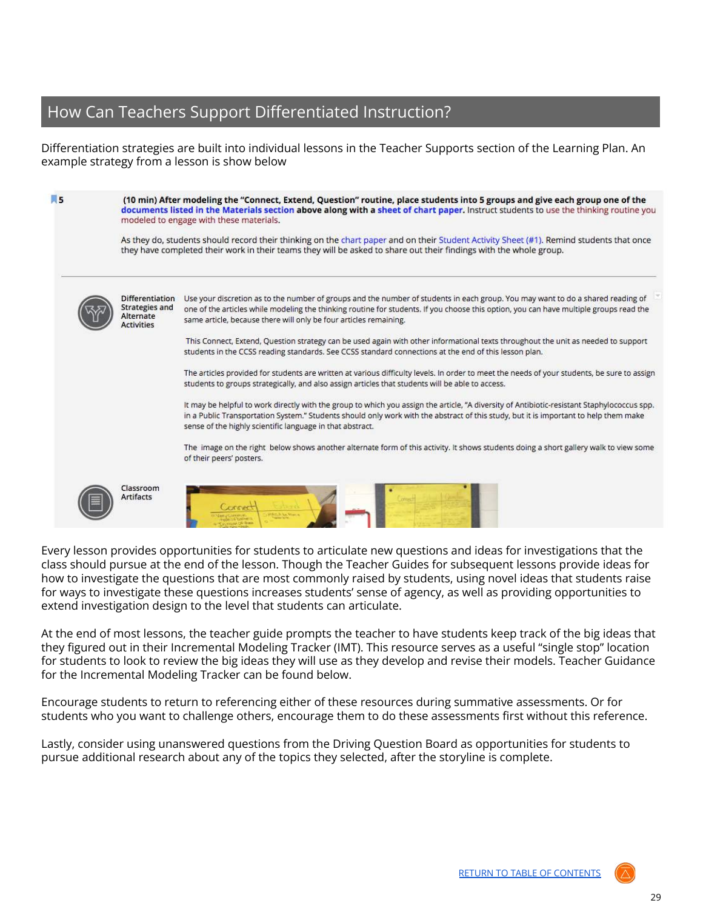## How Can Teachers Support Differentiated Instruction?

Differentiation strategies are built into individual lessons in the Teacher Supports section of the Learning Plan. An example strategy from a lesson is show below

5

**(10 min) After modeling the "Connect, Extend, Question" routine, place students into 5 groups and give each group one of the documents listed in the Materials section above along with a sheet of chart paper.** Instruct students to use the thinking routine you modeled to engage with these materials.

As they do, students should record their thinking on the chart paper and on their Student Activity Sheet (#1). Remind students that once they have completed their work in their teams they will be asked to share out their findings with the whole group.

**Differentiation Strategies and Alternate Activities**

Use your discretion as to the number of groups and the number of students in each group. You may want to do a shared reading of one of the articles while modeling the thinking routine for students. If you choose this option, you can have multiple groups read the same article, because there will only be four articles remaining.

This Connect, Extend, Question strategy can be used again with other informational texts throughout the unit as needed to support students in the CCSS reading standards. See CCSS standard connections at the end of this lesson plan.

The articles provided for students are written at various difficulty levels. In order to meet the needs of your students, be sure to assign students to groups strategically, and also assign articles that students will be able to access.

It may be helpful to work directly with the group to which you assign the article, "A diversity of Antibiotic-resistant Staphylococcus spp. in a Public Transportation System." Students should only work with the abstract of this study, but it is important to help them make sense of the highly scientific language in that abstract.

The image on the right below shows another alternate form of this activity. It shows students doing a short gallery walk to view some of their peers' posters.

**Classroom Artifacts**

Every lesson provides opportunities for students to articulate new questions and ideas for investigations that the class should pursue at the end of the lesson. Though the Teacher Guides for subsequent lessons provide ideas for how to investigate the questions that are most commonly raised by students, using novel ideas that students raise for ways to investigate these questions increases students' sense of agency, as well as providing opportunities to extend investigation design to the level that students can articulate.

At the end of most lessons, the teacher guide prompts the teacher to have students keep track of the big ideas that they figured out in their Incremental Modeling Tracker (IMT). This resource serves as a useful "single stop" location for students to look to review the big ideas they will use as they develop and revise their models. Teacher Guidance for the Incremental Modeling Tracker can be found below.

Encourage students to return to referencing either of these resources during summative assessments. Or for students who you want to challenge others, encourage them to do these assessments first without this reference.

Lastly, consider using unanswered questions from the Driving Question Board as opportunities for students to pursue additional research about any of the topics they selected, after the storyline is complete.

RETURN TO TABLE OF CONTENTS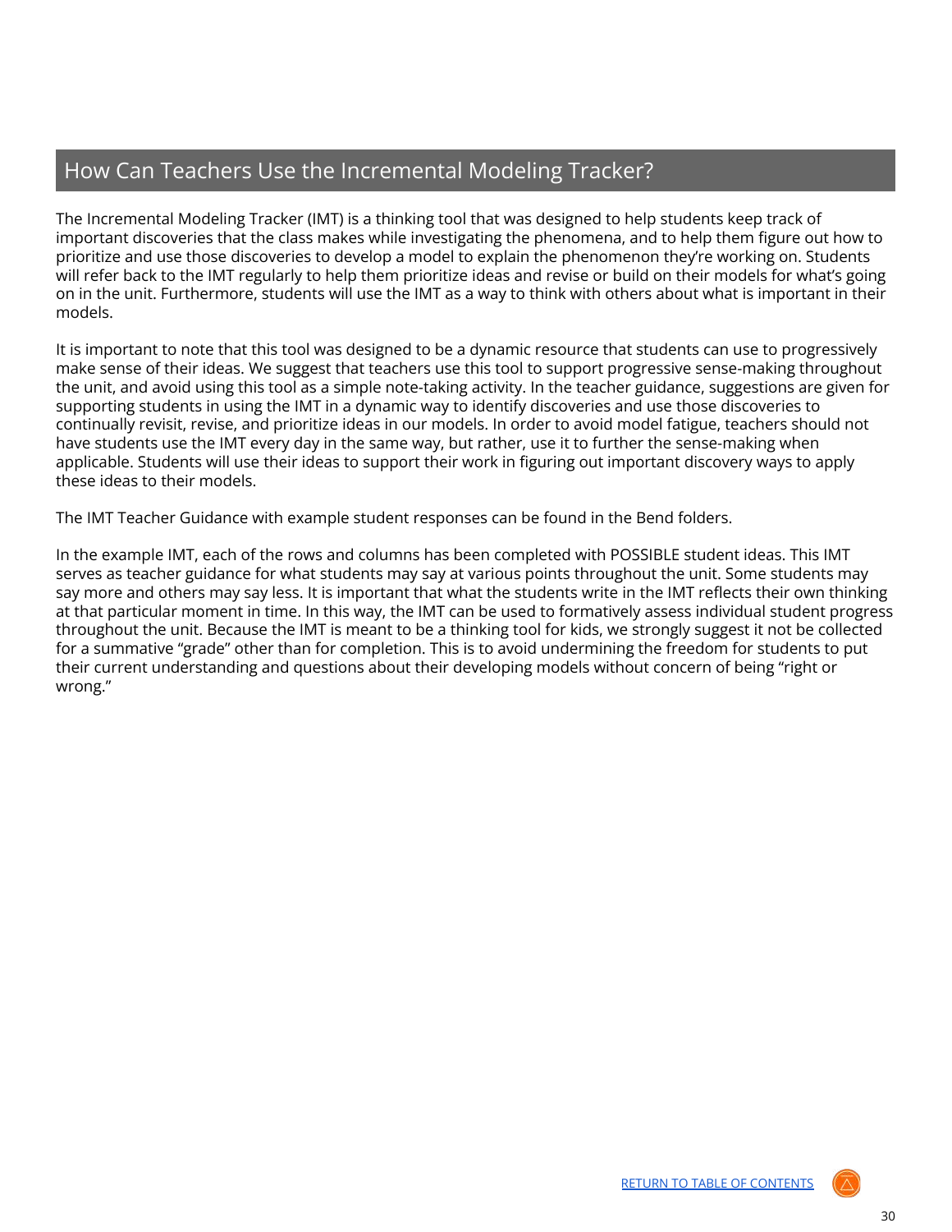## How Can Teachers Use the Incremental Modeling Tracker?

The Incremental Modeling Tracker (IMT) is a thinking tool that was designed to help students keep track of important discoveries that the class makes while investigating the phenomena, and to help them figure out how to prioritize and use those discoveries to develop a model to explain the phenomenon they're working on. Students will refer back to the IMT regularly to help them prioritize ideas and revise or build on their models for what's going on in the unit. Furthermore, students will use the IMT as a way to think with others about what is important in their models.

It is important to note that this tool was designed to be a dynamic resource that students can use to progressively make sense of their ideas. We suggest that teachers use this tool to support progressive sense-making throughout the unit, and avoid using this tool as a simple note-taking activity. In the teacher guidance, suggestions are given for supporting students in using the IMT in a dynamic way to identify discoveries and use those discoveries to continually revisit, revise, and prioritize ideas in our models. In order to avoid model fatigue, teachers should not have students use the IMT every day in the same way, but rather, use it to further the sense-making when applicable. Students will use their ideas to support their work in figuring out important discovery ways to apply these ideas to their models.

The IMT Teacher Guidance with example student responses can be found in the Bend folders.

In the example IMT, each of the rows and columns has been completed with POSSIBLE student ideas. This IMT serves as teacher guidance for what students may say at various points throughout the unit. Some students may say more and others may say less. It is important that what the students write in the IMT reflects their own thinking at that particular moment in time. In this way, the IMT can be used to formatively assess individual student progress throughout the unit. Because the IMT is meant to be a thinking tool for kids, we strongly suggest it not be collected for a summative "grade" other than for completion. This is to avoid undermining the freedom for students to put their current understanding and questions about their developing models without concern of being "right or wrong."

RETURN TO TABLE OF CONTENTS